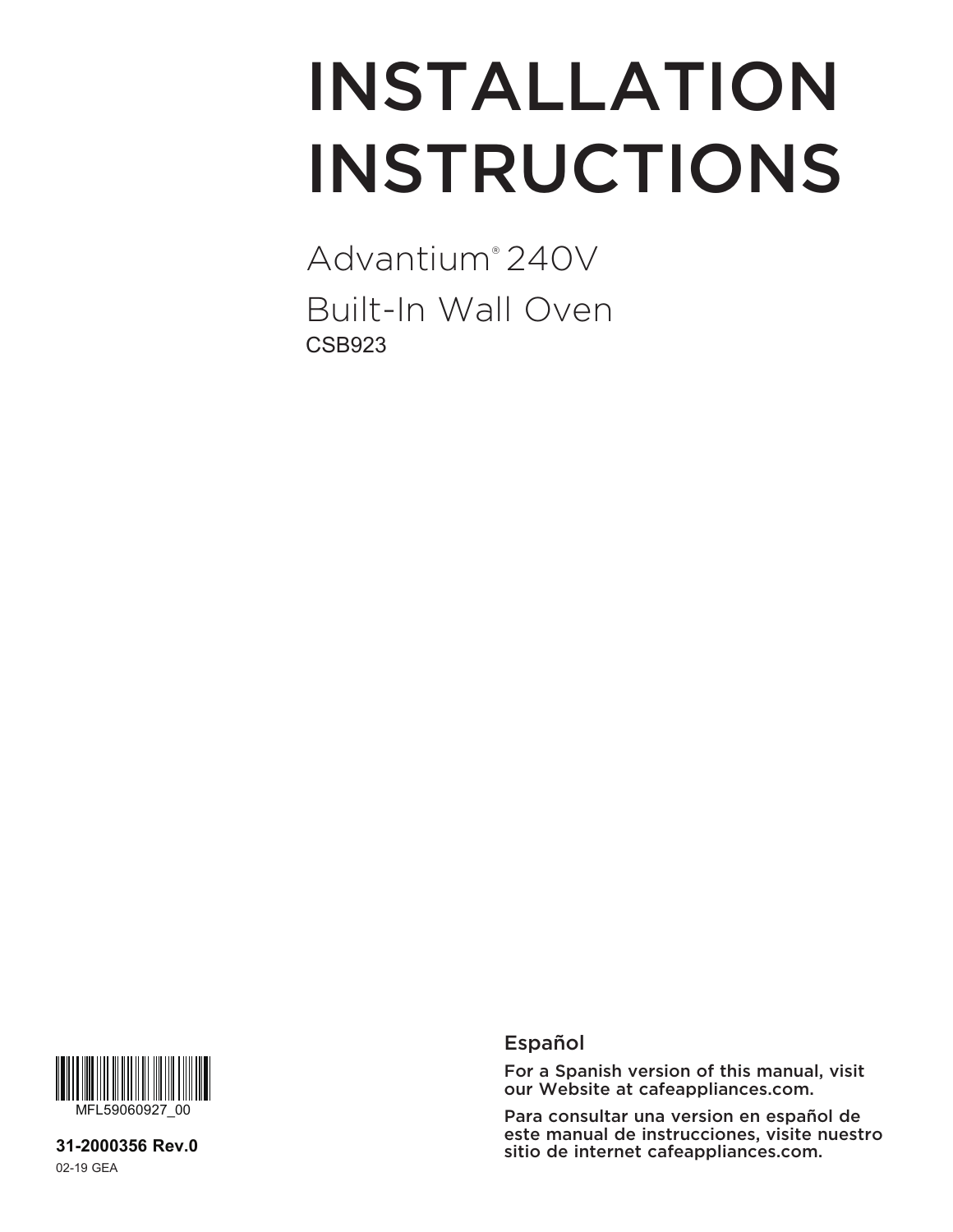# INSTALLATION INSTRUCTIONS

## Advantium® 240V
## Built-In Wall Oven

CSB923

MFL59060927_00

**31-2000356 Rev.0**

02-19 GEA

### Español

**For a Spanish version of this manual, visit our Website at cafeappliances.com.**

**Para consultar una version en español de este manual de instrucciones, visite nuestro sitio de internet cafeappliances.com.**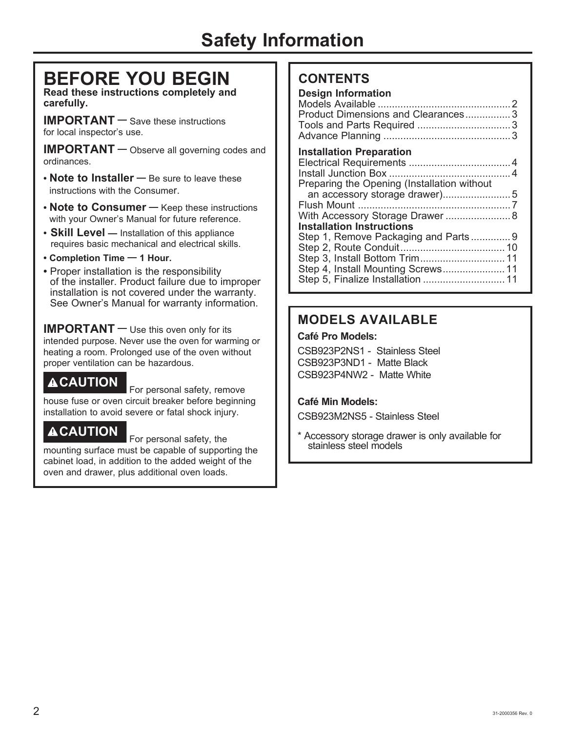# Safety Information

## BEFORE YOU BEGIN

**Read these instructions completely and carefully.**

**IMPORTANT —** Save these instructions for local inspector's use.

**IMPORTANT —** Observe all governing codes and ordinances.

- **Note to Installer —** Be sure to leave these instructions with the Consumer.
- **Note to Consumer —** Keep these instructions with your Owner's Manual for future reference.
- **Skill Level —** Installation of this appliance requires basic mechanical and electrical skills.
- **Completion Time — 1 Hour.**
- Proper installation is the responsibility of the installer. Product failure due to improper installation is not covered under the warranty. See Owner's Manual for warranty information.

**IMPORTANT —** Use this oven only for its intended purpose. Never use the oven for warming or heating a room. Prolonged use of the oven without proper ventilation can be hazardous.

**⚠CAUTION** For personal safety, remove house fuse or oven circuit breaker before beginning installation to avoid severe or fatal shock injury.

**⚠CAUTION** For personal safety, the mounting surface must be capable of supporting the cabinet load, in addition to the added weight of the oven and drawer, plus additional oven loads.

## CONTENTS

**Design Information**

Models Available .......... 2
Product Dimensions and Clearances .......... 3
Tools and Parts Required .......... 3
Advance Planning .......... 3

**Installation Preparation**

Electrical Requirements .......... 4
Install Junction Box .......... 4
Preparing the Opening (Installation without an accessory storage drawer) .......... 5
Flush Mount .......... 7
With Accessory Storage Drawer .......... 8

**Installation Instructions**

Step 1, Remove Packaging and Parts .......... 9
Step 2, Route Conduit .......... 10
Step 3, Install Bottom Trim .......... 11
Step 4, Install Mounting Screws .......... 11
Step 5, Finalize Installation .......... 11

## MODELS AVAILABLE

**Café Pro Models:**

CSB923P2NS1 - Stainless Steel
CSB923P3ND1 - Matte Black
CSB923P4NW2 - Matte White

**Café Min Models:**

CSB923M2NS5 - Stainless Steel

* Accessory storage drawer is only available for stainless steel models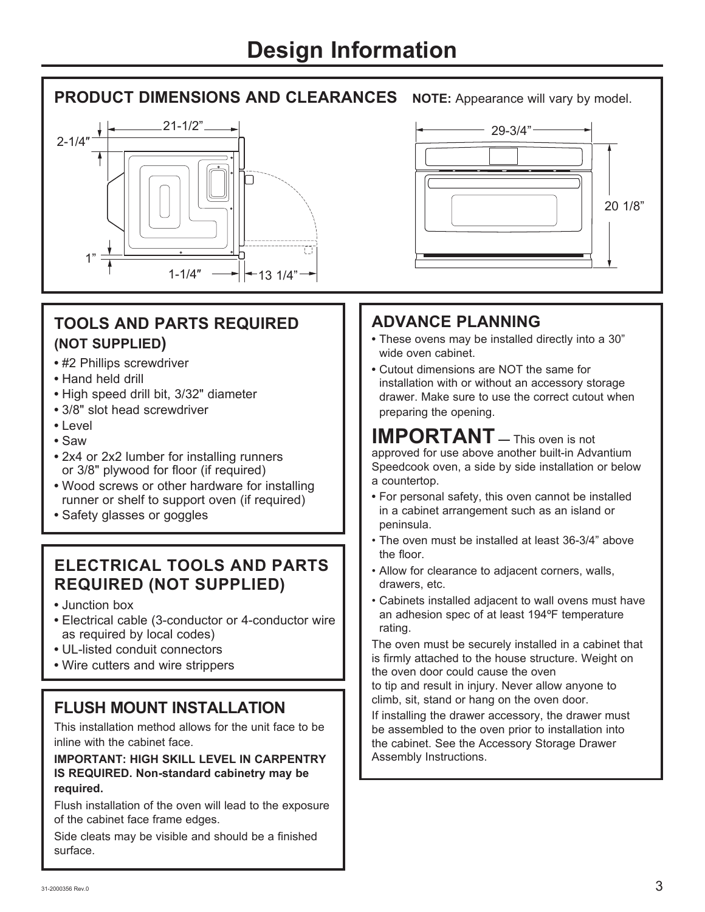# Design Information

## PRODUCT DIMENSIONS AND CLEARANCES

**NOTE:** Appearance will vary by model.

21-1/2”
2-1/4″
1”
1-1/4″
13 1/4”
29-3/4”
20 1/8”

## TOOLS AND PARTS REQUIRED (NOT SUPPLIED)

- #2 Phillips screwdriver
- Hand held drill
- High speed drill bit, 3/32" diameter
- 3/8" slot head screwdriver
- Level
- Saw
- 2x4 or 2x2 lumber for installing runners or 3/8" plywood for floor (if required)
- Wood screws or other hardware for installing runner or shelf to support oven (if required)
- Safety glasses or goggles

## ELECTRICAL TOOLS AND PARTS REQUIRED (NOT SUPPLIED)

- Junction box
- Electrical cable (3-conductor or 4-conductor wire as required by local codes)
- UL-listed conduit connectors
- Wire cutters and wire strippers

## FLUSH MOUNT INSTALLATION

This installation method allows for the unit face to be inline with the cabinet face.

**IMPORTANT: HIGH SKILL LEVEL IN CARPENTRY IS REQUIRED. Non-standard cabinetry may be required.**

Flush installation of the oven will lead to the exposure of the cabinet face frame edges.

Side cleats may be visible and should be a finished surface.

## ADVANCE PLANNING

- These ovens may be installed directly into a 30” wide oven cabinet.
- Cutout dimensions are NOT the same for installation with or without an accessory storage drawer. Make sure to use the correct cutout when preparing the opening.

**IMPORTANT** — This oven is not approved for use above another built-in Advantium Speedcook oven, a side by side installation or below a countertop.

- For personal safety, this oven cannot be installed in a cabinet arrangement such as an island or peninsula.
- The oven must be installed at least 36-3/4” above the floor.
- Allow for clearance to adjacent corners, walls, drawers, etc.
- Cabinets installed adjacent to wall ovens must have an adhesion spec of at least 194ºF temperature rating.

The oven must be securely installed in a cabinet that is firmly attached to the house structure. Weight on the oven door could cause the oven to tip and result in injury. Never allow anyone to climb, sit, stand or hang on the oven door.

If installing the drawer accessory, the drawer must be assembled to the oven prior to installation into the cabinet. See the Accessory Storage Drawer Assembly Instructions.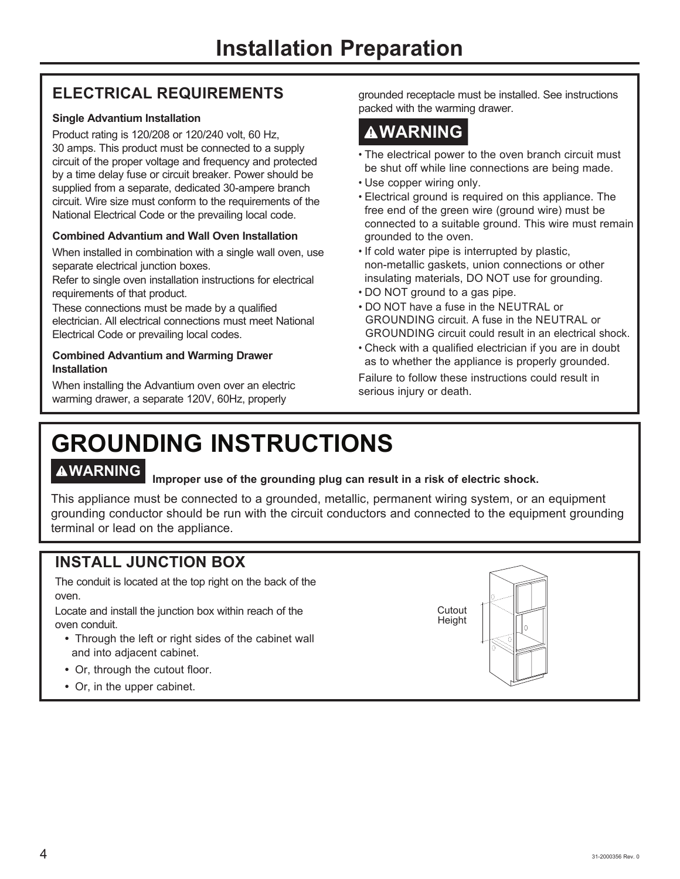# Installation Preparation

## ELECTRICAL REQUIREMENTS

**Single Advantium Installation**

Product rating is 120/208 or 120/240 volt, 60 Hz, 30 amps. This product must be connected to a supply circuit of the proper voltage and frequency and protected by a time delay fuse or circuit breaker. Power should be supplied from a separate, dedicated 30-ampere branch circuit. Wire size must conform to the requirements of the National Electrical Code or the prevailing local code.

**Combined Advantium and Wall Oven Installation**

When installed in combination with a single wall oven, use separate electrical junction boxes.

Refer to single oven installation instructions for electrical requirements of that product.

These connections must be made by a qualified electrician. All electrical connections must meet National Electrical Code or prevailing local codes.

**Combined Advantium and Warming Drawer Installation**

When installing the Advantium oven over an electric warming drawer, a separate 120V, 60Hz, properly grounded receptacle must be installed. See instructions packed with the warming drawer.

**⚠WARNING**

- The electrical power to the oven branch circuit must be shut off while line connections are being made.
- Use copper wiring only.
- Electrical ground is required on this appliance. The free end of the green wire (ground wire) must be connected to a suitable ground. This wire must remain grounded to the oven.
- If cold water pipe is interrupted by plastic, non-metallic gaskets, union connections or other insulating materials, DO NOT use for grounding.
- DO NOT ground to a gas pipe.
- DO NOT have a fuse in the NEUTRAL or GROUNDING circuit. A fuse in the NEUTRAL or GROUNDING circuit could result in an electrical shock.
- Check with a qualified electrician if you are in doubt as to whether the appliance is properly grounded.

Failure to follow these instructions could result in serious injury or death.

# GROUNDING INSTRUCTIONS

**⚠WARNING** **Improper use of the grounding plug can result in a risk of electric shock.**

This appliance must be connected to a grounded, metallic, permanent wiring system, or an equipment grounding conductor should be run with the circuit conductors and connected to the equipment grounding terminal or lead on the appliance.

## INSTALL JUNCTION BOX

The conduit is located at the top right on the back of the oven.

Locate and install the junction box within reach of the oven conduit.

- Through the left or right sides of the cabinet wall and into adjacent cabinet.
- Or, through the cutout floor.
- Or, in the upper cabinet.

Cutout Height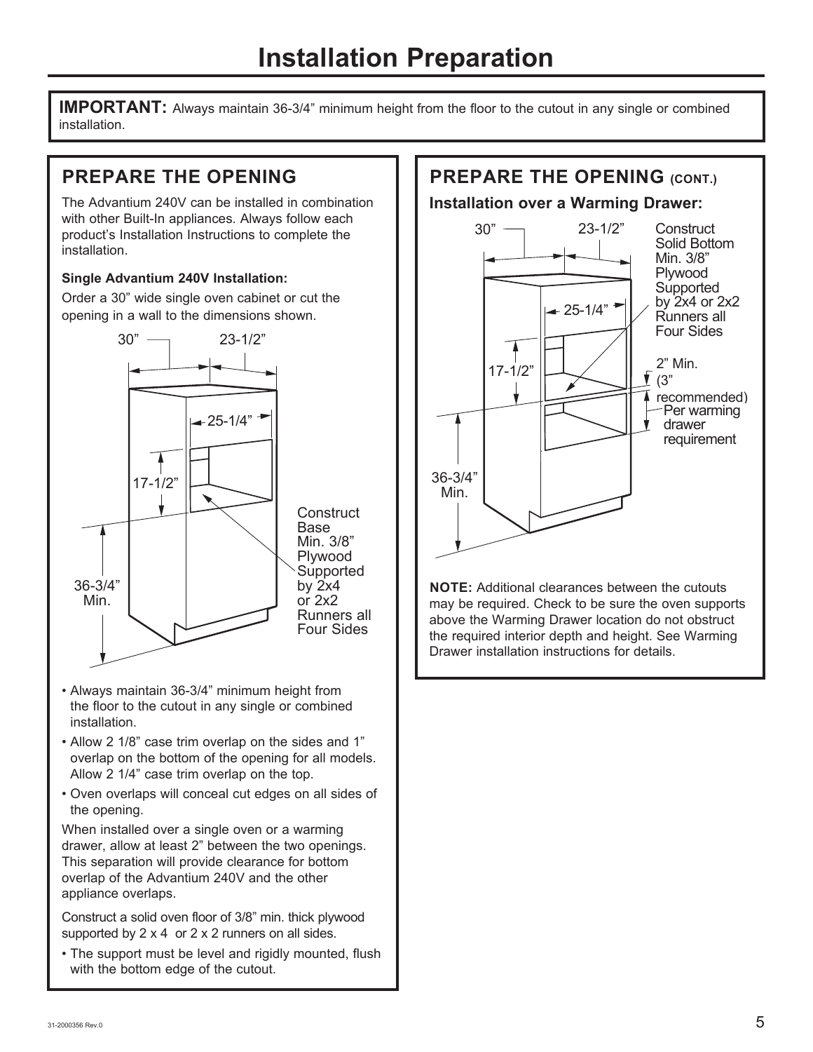# Installation Preparation

**IMPORTANT:** Always maintain 36-3/4" minimum height from the floor to the cutout in any single or combined installation.

## PREPARE THE OPENING

The Advantium 240V can be installed in combination with other Built-In appliances. Always follow each product's Installation Instructions to complete the installation.

**Single Advantium 240V Installation:**

Order a 30" wide single oven cabinet or cut the opening in a wall to the dimensions shown.

30"

23-1/2"

25-1/4"

17-1/2"

36-3/4" Min.

Construct Base Min. 3/8" Plywood Supported by 2x4 or 2x2 Runners all Four Sides

- Always maintain 36-3/4" minimum height from the floor to the cutout in any single or combined installation.
- Allow 2 1/8" case trim overlap on the sides and 1" overlap on the bottom of the opening for all models. Allow 2 1/4" case trim overlap on the top.
- Oven overlaps will conceal cut edges on all sides of the opening.

When installed over a single oven or a warming drawer, allow at least 2" between the two openings. This separation will provide clearance for bottom overlap of the Advantium 240V and the other appliance overlaps.

Construct a solid oven floor of 3/8" min. thick plywood supported by 2 x 4 or 2 x 2 runners on all sides.

- The support must be level and rigidly mounted, flush with the bottom edge of the cutout.

## PREPARE THE OPENING (CONT.)

### Installation over a Warming Drawer:

30"

23-1/2"

Construct Solid Bottom Min. 3/8" Plywood Supported by 2x4 or 2x2 Runners all Four Sides

25-1/4"

17-1/2"

2" Min. (3" recommended) Per warming drawer requirement

36-3/4" Min.

**NOTE:** Additional clearances between the cutouts may be required. Check to be sure the oven supports above the Warming Drawer location do not obstruct the required interior depth and height. See Warming Drawer installation instructions for details.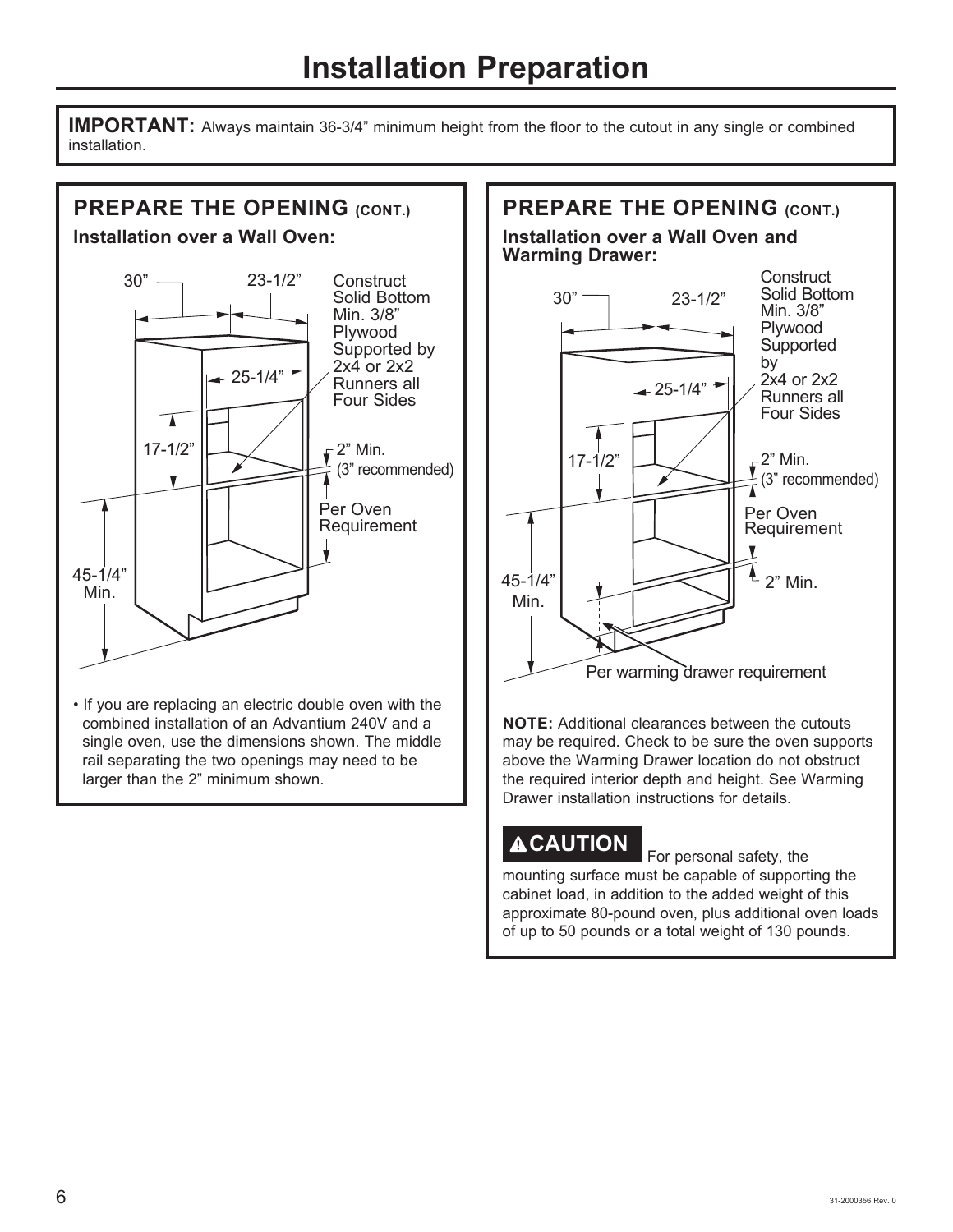# Installation Preparation

**IMPORTANT:** Always maintain 36-3/4" minimum height from the floor to the cutout in any single or combined installation.

## PREPARE THE OPENING (CONT.)

### Installation over a Wall Oven:

30"
23-1/2"
Construct Solid Bottom Min. 3/8" Plywood Supported by 2x4 or 2x2 Runners all Four Sides
25-1/4"
17-1/2"
2" Min. (3" recommended)
Per Oven Requirement
45-1/4" Min.

- If you are replacing an electric double oven with the combined installation of an Advantium 240V and a single oven, use the dimensions shown. The middle rail separating the two openings may need to be larger than the 2" minimum shown.

## PREPARE THE OPENING (CONT.)

### Installation over a Wall Oven and Warming Drawer:

30"
23-1/2"
Construct Solid Bottom Min. 3/8" Plywood Supported by 2x4 or 2x2 Runners all Four Sides
25-1/4"
17-1/2"
2" Min. (3" recommended)
Per Oven Requirement
2" Min.
45-1/4" Min.
Per warming drawer requirement

**NOTE:** Additional clearances between the cutouts may be required. Check to be sure the oven supports above the Warming Drawer location do not obstruct the required interior depth and height. See Warming Drawer installation instructions for details.

**⚠CAUTION** For personal safety, the mounting surface must be capable of supporting the cabinet load, in addition to the added weight of this approximate 80-pound oven, plus additional oven loads of up to 50 pounds or a total weight of 130 pounds.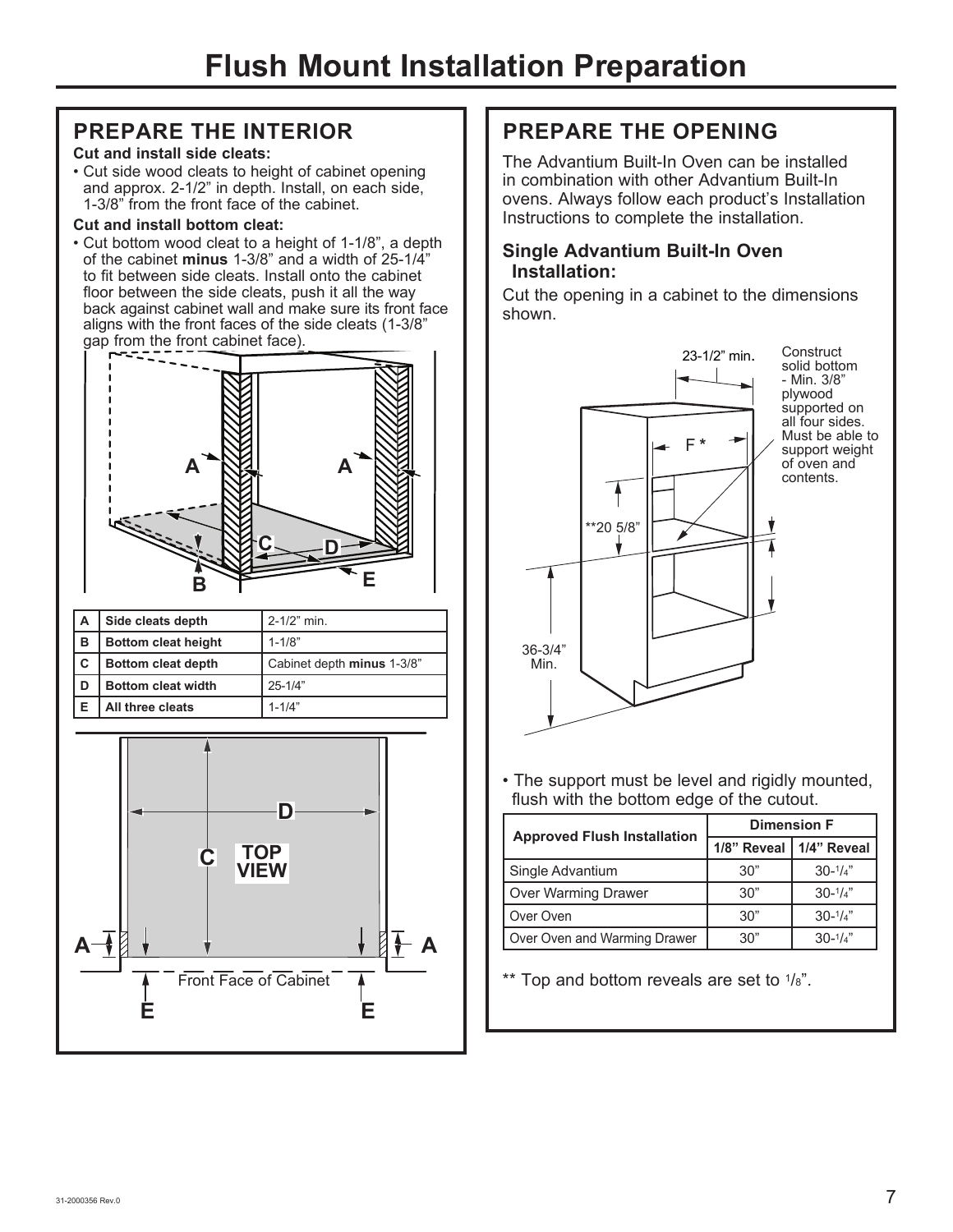# Flush Mount Installation Preparation

## PREPARE THE INTERIOR

**Cut and install side cleats:**

- Cut side wood cleats to height of cabinet opening and approx. 2-1/2" in depth. Install, on each side, 1-3/8" from the front face of the cabinet.

**Cut and install bottom cleat:**

- Cut bottom wood cleat to a height of 1-1/8", a depth of the cabinet **minus** 1-3/8" and a width of 25-1/4" to fit between side cleats. Install onto the cabinet floor between the side cleats, push it all the way back against cabinet wall and make sure its front face aligns with the front faces of the side cleats (1-3/8" gap from the front cabinet face).

| | | |
|---|---|---|
| **A** | **Side cleats depth** | 2-1/2" min. |
| **B** | **Bottom cleat height** | 1-1/8" |
| **C** | **Bottom cleat depth** | Cabinet depth **minus** 1-3/8" |
| **D** | **Bottom cleat width** | 25-1/4" |
| **E** | **All three cleats** | 1-1/4" |

TOP VIEW

Front Face of Cabinet

## PREPARE THE OPENING

The Advantium Built-In Oven can be installed in combination with other Advantium Built-In ovens. Always follow each product's Installation Instructions to complete the installation.

### Single Advantium Built-In Oven Installation:

Cut the opening in a cabinet to the dimensions shown.

23-1/2" min.

Construct solid bottom - Min. 3/8" plywood supported on all four sides. Must be able to support weight of oven and contents.

F *

**20 5/8"

36-3/4" Min.

- The support must be level and rigidly mounted, flush with the bottom edge of the cutout.

| Approved Flush Installation | Dimension F | |
|---|---|---|
| | 1/8" Reveal | 1/4" Reveal |
| Single Advantium | 30" | 30-1/4" |
| Over Warming Drawer | 30" | 30-1/4" |
| Over Oven | 30" | 30-1/4" |
| Over Oven and Warming Drawer | 30" | 30-1/4" |

** Top and bottom reveals are set to 1/8".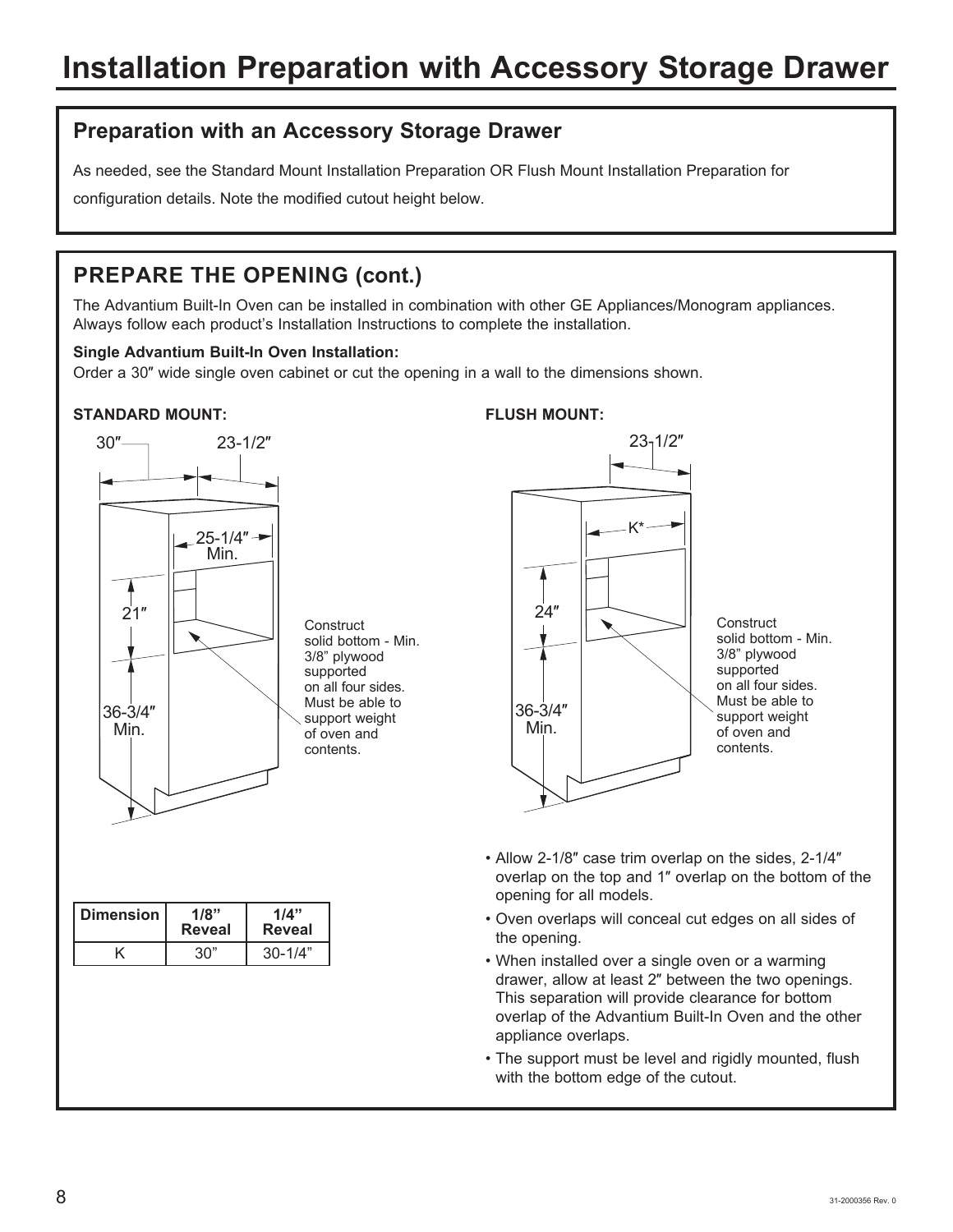# Installation Preparation with Accessory Storage Drawer

## Preparation with an Accessory Storage Drawer

As needed, see the Standard Mount Installation Preparation OR Flush Mount Installation Preparation for configuration details. Note the modified cutout height below.

## PREPARE THE OPENING (cont.)

The Advantium Built-In Oven can be installed in combination with other GE Appliances/Monogram appliances. Always follow each product's Installation Instructions to complete the installation.

**Single Advantium Built-In Oven Installation:**
Order a 30″ wide single oven cabinet or cut the opening in a wall to the dimensions shown.

**STANDARD MOUNT:**

30″

23-1/2″

25-1/4″ Min.

21″

36-3/4″ Min.

Construct solid bottom - Min. 3/8" plywood supported on all four sides. Must be able to support weight of oven and contents.

**FLUSH MOUNT:**

23-1/2″

K*

24″

36-3/4″ Min.

Construct solid bottom - Min. 3/8" plywood supported on all four sides. Must be able to support weight of oven and contents.

| Dimension | 1/8" Reveal | 1/4" Reveal |
|---|---|---|
| K | 30" | 30-1/4" |

- Allow 2-1/8″ case trim overlap on the sides, 2-1/4″ overlap on the top and 1″ overlap on the bottom of the opening for all models.
- Oven overlaps will conceal cut edges on all sides of the opening.
- When installed over a single oven or a warming drawer, allow at least 2″ between the two openings. This separation will provide clearance for bottom overlap of the Advantium Built-In Oven and the other appliance overlaps.
- The support must be level and rigidly mounted, flush with the bottom edge of the cutout.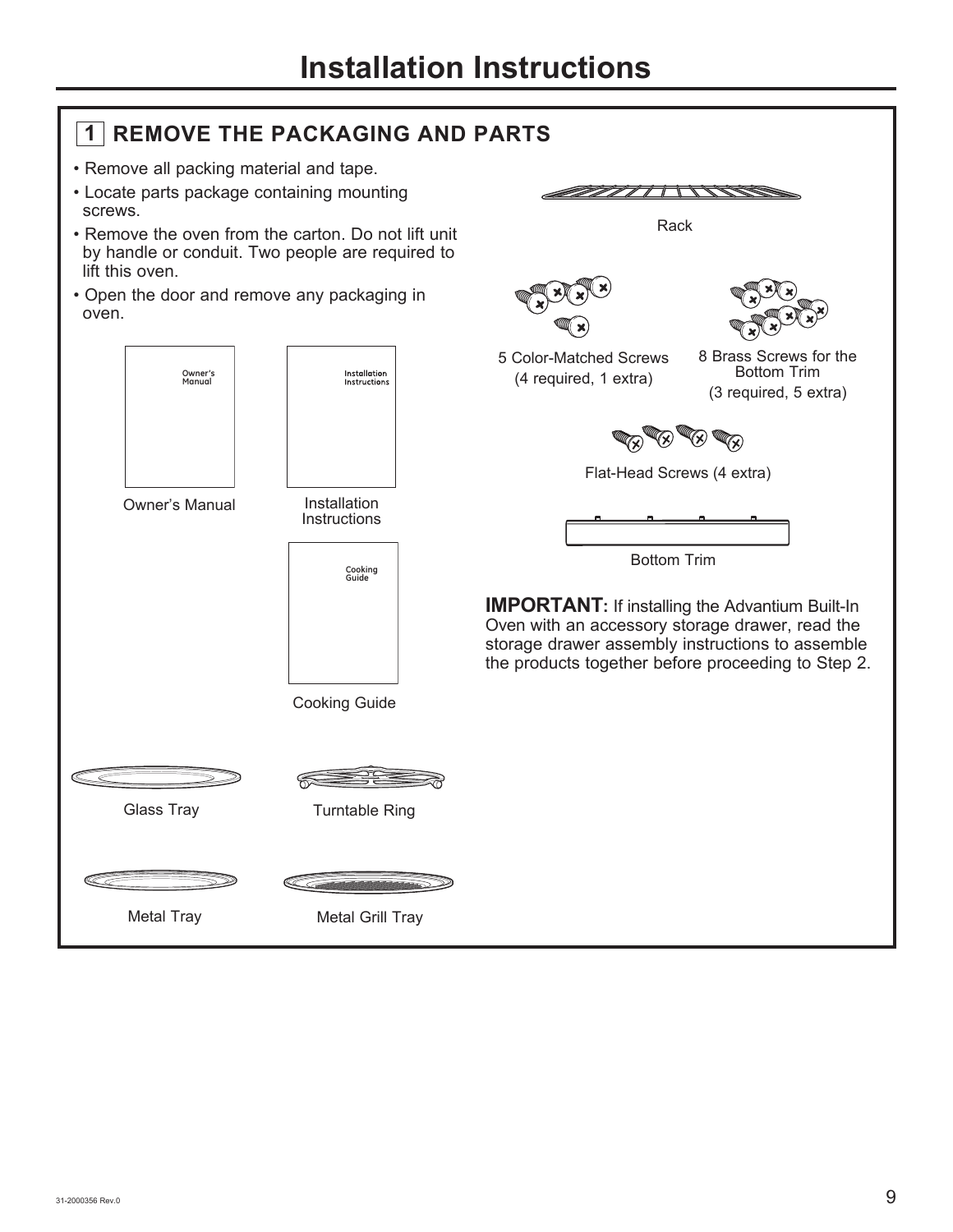# Installation Instructions

## 1 REMOVE THE PACKAGING AND PARTS

- Remove all packing material and tape.
- Locate parts package containing mounting screws.
- Remove the oven from the carton. Do not lift unit by handle or conduit. Two people are required to lift this oven.
- Open the door and remove any packaging in oven.

Rack

5 Color-Matched Screws (4 required, 1 extra)

8 Brass Screws for the Bottom Trim (3 required, 5 extra)

Flat-Head Screws (4 extra)

Bottom Trim

Owner's Manual

Installation Instructions

Cooking Guide

**IMPORTANT:** If installing the Advantium Built-In Oven with an accessory storage drawer, read the storage drawer assembly instructions to assemble the products together before proceeding to Step 2.

Glass Tray

Turntable Ring

Metal Tray

Metal Grill Tray

31-2000356 Rev.0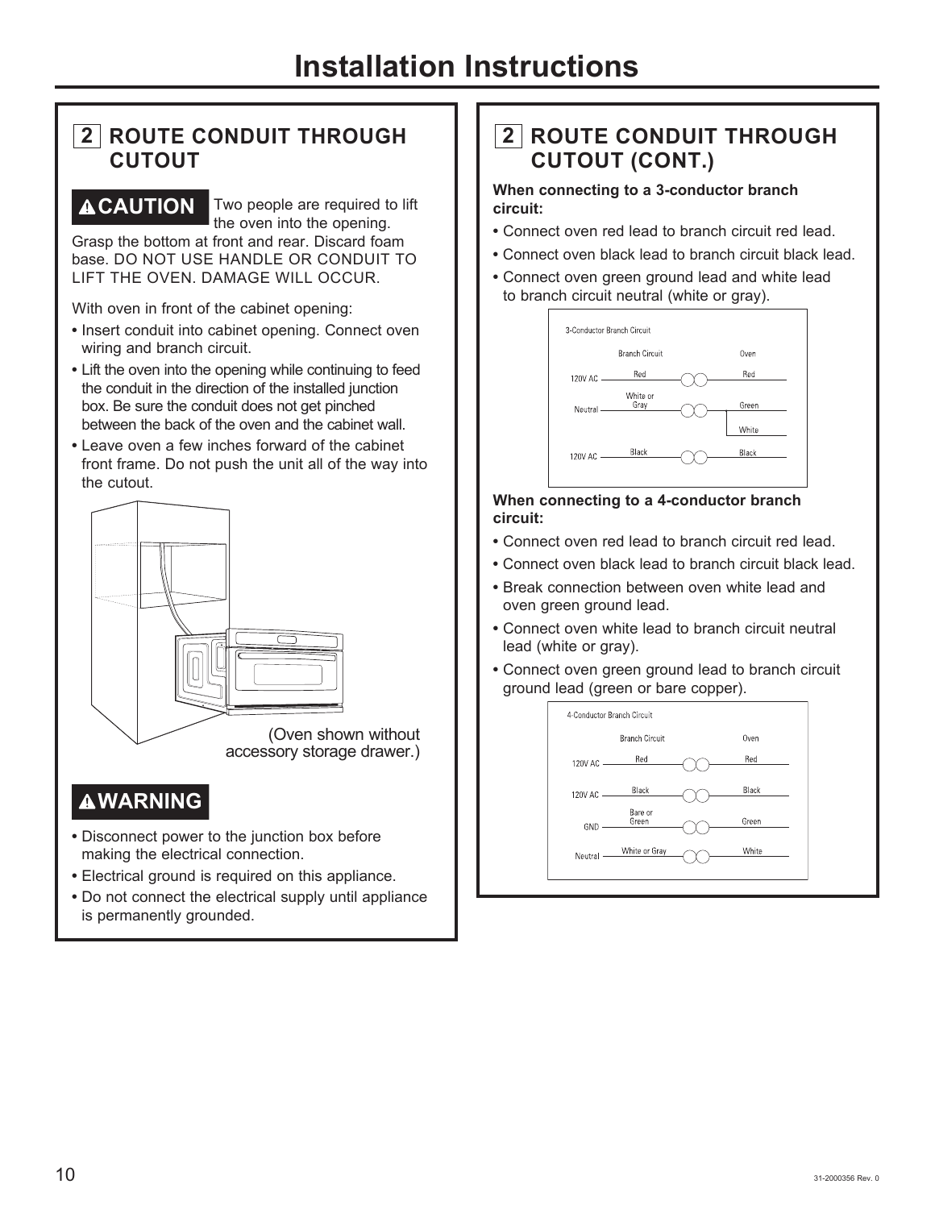# Installation Instructions

## 2 ROUTE CONDUIT THROUGH CUTOUT

**⚠CAUTION** Two people are required to lift the oven into the opening. Grasp the bottom at front and rear. Discard foam base. DO NOT USE HANDLE OR CONDUIT TO LIFT THE OVEN. DAMAGE WILL OCCUR.

With oven in front of the cabinet opening:

- Insert conduit into cabinet opening. Connect oven wiring and branch circuit.
- Lift the oven into the opening while continuing to feed the conduit in the direction of the installed junction box. Be sure the conduit does not get pinched between the back of the oven and the cabinet wall.
- Leave oven a few inches forward of the cabinet front frame. Do not push the unit all of the way into the cutout.

(Oven shown without accessory storage drawer.)

**⚠WARNING**

- Disconnect power to the junction box before making the electrical connection.
- Electrical ground is required on this appliance.
- Do not connect the electrical supply until appliance is permanently grounded.

## 2 ROUTE CONDUIT THROUGH CUTOUT (CONT.)

**When connecting to a 3-conductor branch circuit:**

- Connect oven red lead to branch circuit red lead.
- Connect oven black lead to branch circuit black lead.
- Connect oven green ground lead and white lead to branch circuit neutral (white or gray).

3-Conductor Branch Circuit

| | Branch Circuit | Oven |
|---|---|---|
| 120V AC | Red | Red |
| Neutral | White or Gray | Green, White |
| 120V AC | Black | Black |

**When connecting to a 4-conductor branch circuit:**

- Connect oven red lead to branch circuit red lead.
- Connect oven black lead to branch circuit black lead.
- Break connection between oven white lead and oven green ground lead.
- Connect oven white lead to branch circuit neutral lead (white or gray).
- Connect oven green ground lead to branch circuit ground lead (green or bare copper).

4-Conductor Branch Circuit

| | Branch Circuit | Oven |
|---|---|---|
| 120V AC | Red | Red |
| 120V AC | Black | Black |
| GND | Bare or Green | Green |
| Neutral | White or Gray | White |

31-2000356 Rev. 0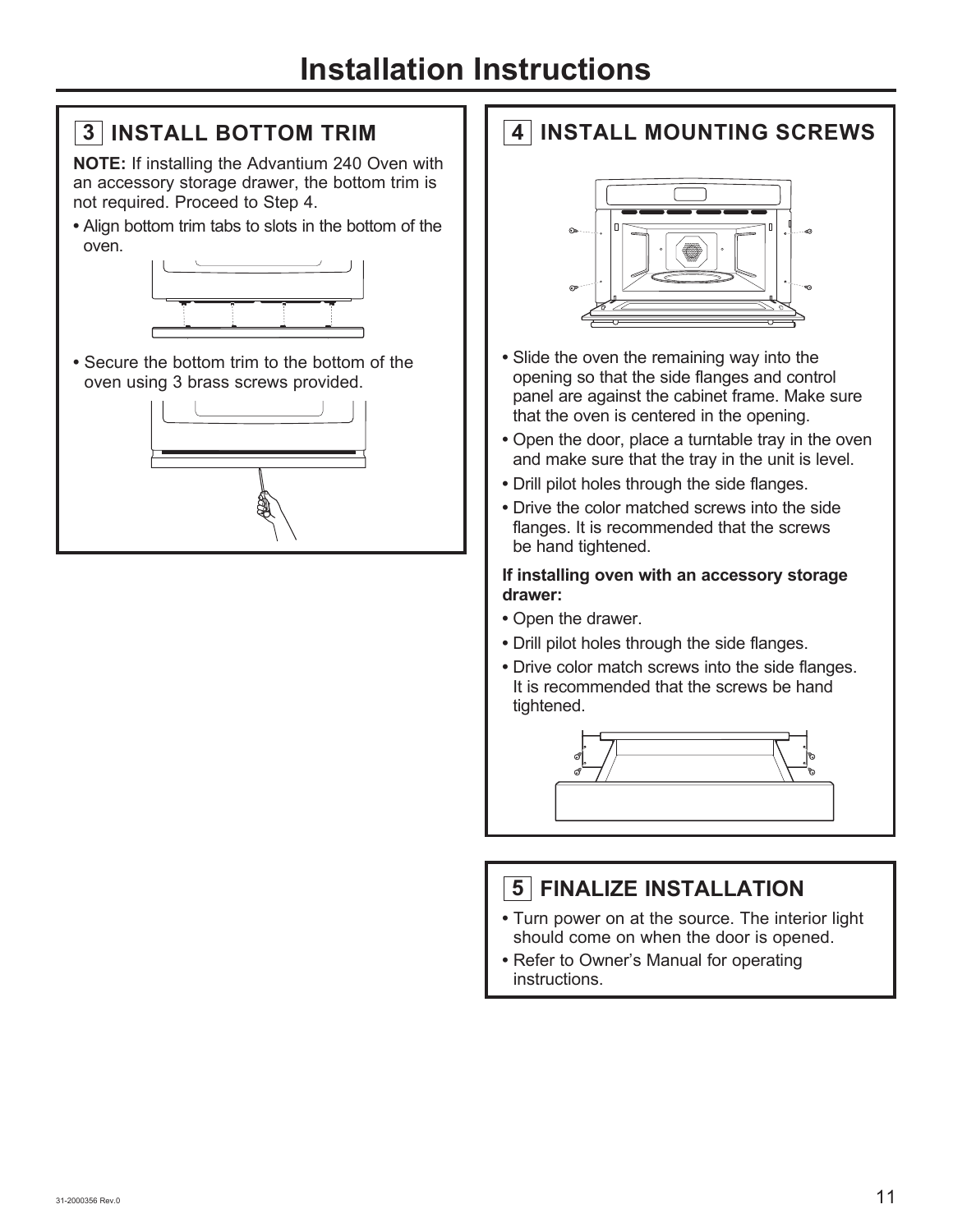# Installation Instructions

## 3 INSTALL BOTTOM TRIM

**NOTE:** If installing the Advantium 240 Oven with an accessory storage drawer, the bottom trim is not required. Proceed to Step 4.

- Align bottom trim tabs to slots in the bottom of the oven.
- Secure the bottom trim to the bottom of the oven using 3 brass screws provided.

## 4 INSTALL MOUNTING SCREWS

- Slide the oven the remaining way into the opening so that the side flanges and control panel are against the cabinet frame. Make sure that the oven is centered in the opening.
- Open the door, place a turntable tray in the oven and make sure that the tray in the unit is level.
- Drill pilot holes through the side flanges.
- Drive the color matched screws into the side flanges. It is recommended that the screws be hand tightened.

**If installing oven with an accessory storage drawer:**

- Open the drawer.
- Drill pilot holes through the side flanges.
- Drive color match screws into the side flanges. It is recommended that the screws be hand tightened.

## 5 FINALIZE INSTALLATION

- Turn power on at the source. The interior light should come on when the door is opened.
- Refer to Owner's Manual for operating instructions.

31-2000356 Rev.0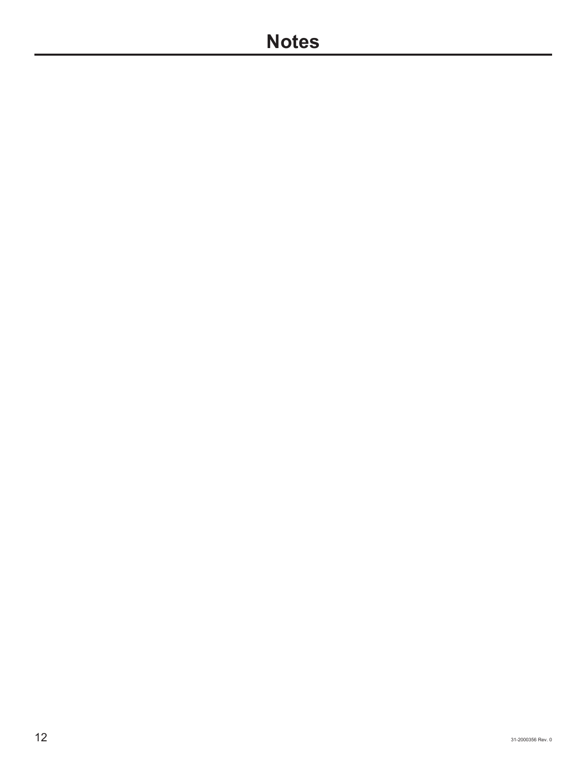# Notes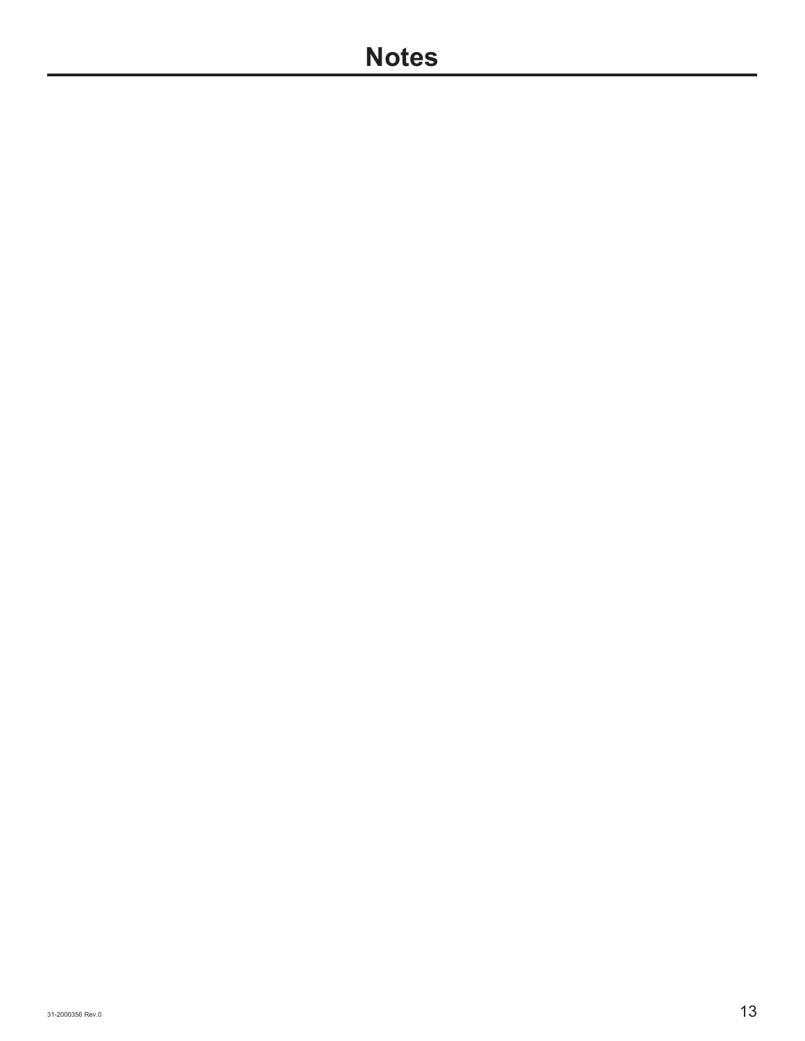# Notes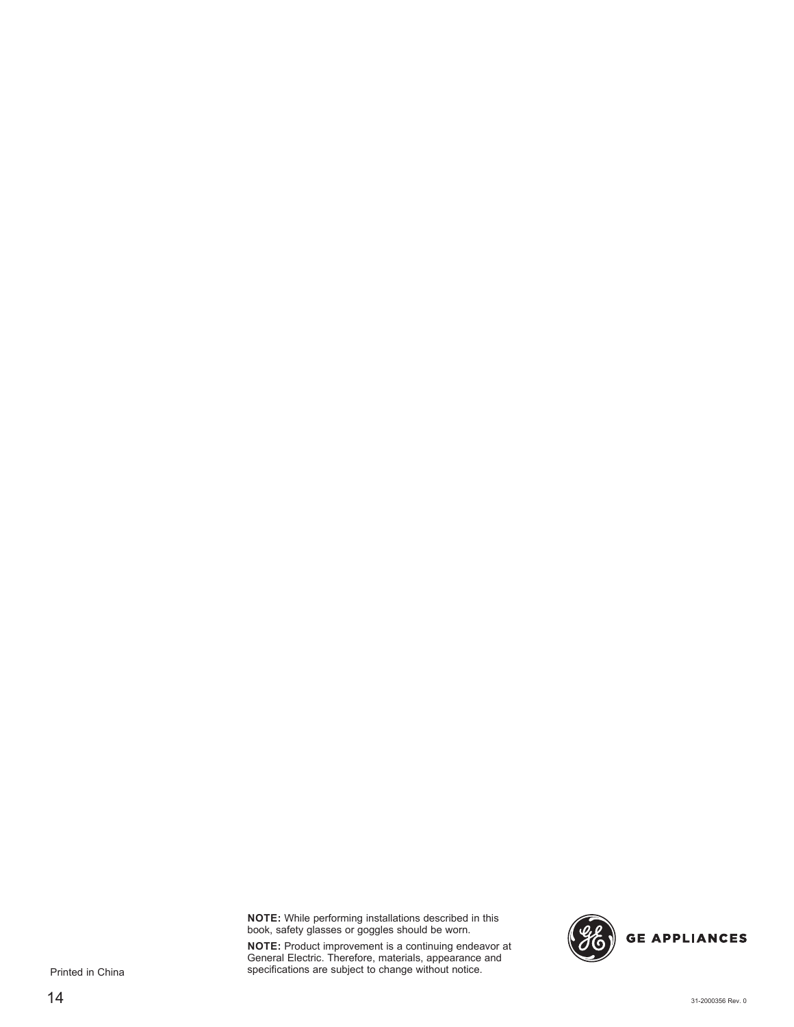**NOTE:** While performing installations described in this book, safety glasses or goggles should be worn.

**NOTE:** Product improvement is a continuing endeavor at General Electric. Therefore, materials, appearance and specifications are subject to change without notice.

GE APPLIANCES

Printed in China

31-2000356 Rev. 0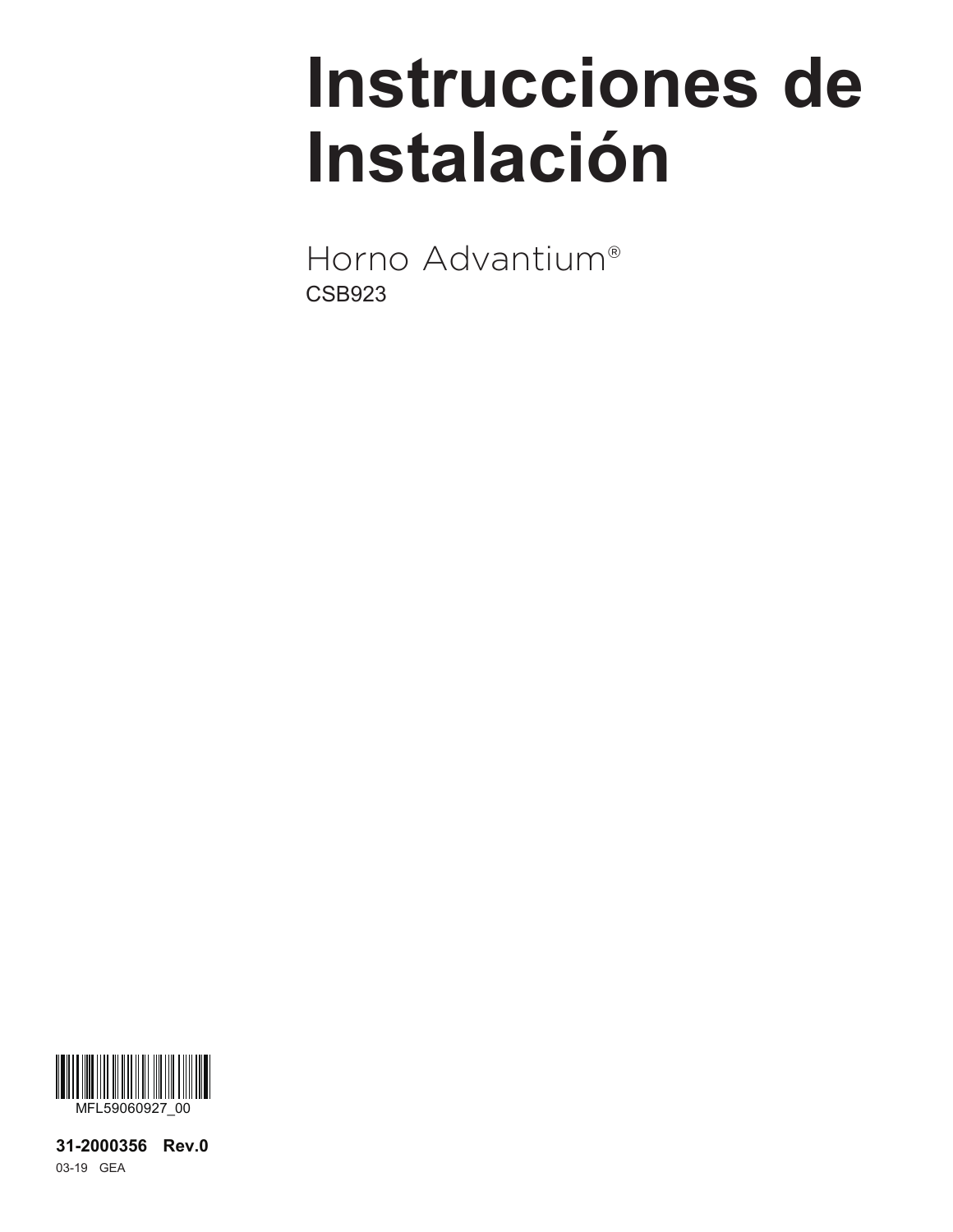# Instrucciones de Instalación

Horno Advantium®

CSB923

MFL59060927_00

**31-2000356 Rev.0**

03-19 GEA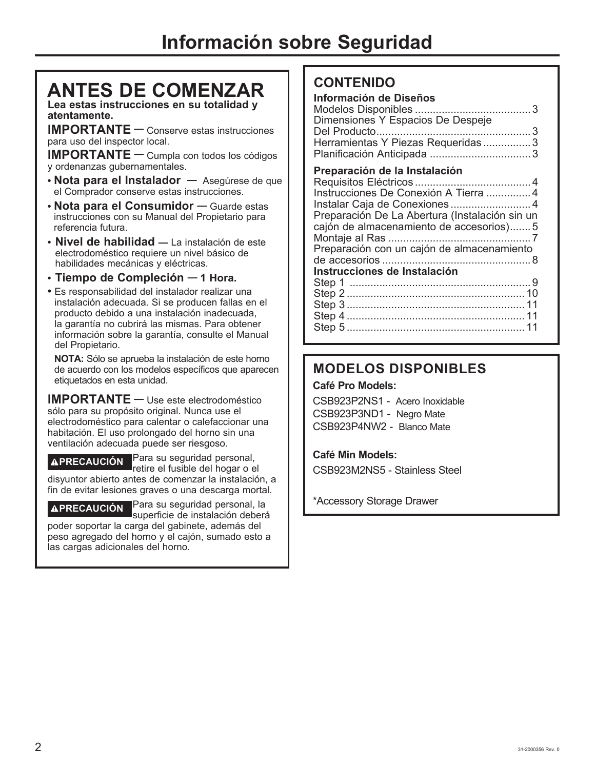# Información sobre Seguridad

## ANTES DE COMENZAR

**Lea estas instrucciones en su totalidad y atentamente.**

**IMPORTANTE** — Conserve estas instrucciones para uso del inspector local.

**IMPORTANTE** — Cumpla con todos los códigos y ordenanzas gubernamentales.

- **Nota para el Instalador —** Asegúrese de que el Comprador conserve estas instrucciones.
- **Nota para el Consumidor —** Guarde estas instrucciones con su Manual del Propietario para referencia futura.
- **Nivel de habilidad —** La instalación de este electrodoméstico requiere un nivel básico de habilidades mecánicas y eléctricas.
- **Tiempo de Compleción — 1 Hora.**
- Es responsabilidad del instalador realizar una instalación adecuada. Si se producen fallas en el producto debido a una instalación inadecuada, la garantía no cubrirá las mismas. Para obtener información sobre la garantía, consulte el Manual del Propietario.

**NOTA:** Sólo se aprueba la instalación de este horno de acuerdo con los modelos específicos que aparecen etiquetados en esta unidad.

**IMPORTANTE** — Use este electrodoméstico sólo para su propósito original. Nunca use el electrodoméstico para calentar o calefaccionar una habitación. El uso prolongado del horno sin una ventilación adecuada puede ser riesgoso.

**⚠PRECAUCIÓN** Para su seguridad personal, retire el fusible del hogar o el disyuntor abierto antes de comenzar la instalación, a fin de evitar lesiones graves o una descarga mortal.

**⚠PRECAUCIÓN** Para su seguridad personal, la superficie de instalación deberá poder soportar la carga del gabinete, además del peso agregado del horno y el cajón, sumado esto a las cargas adicionales del horno.

## CONTENIDO

**Información de Diseños**
- Modelos Disponibles .......... 3
- Dimensiones Y Espacios De Despeje Del Producto .......... 3
- Herramientas Y Piezas Requeridas .......... 3
- Planificación Anticipada .......... 3

**Preparación de la Instalación**
- Requisitos Eléctricos .......... 4
- Instrucciones De Conexión A Tierra .......... 4
- Instalar Caja de Conexiones .......... 4
- Preparación De La Abertura (Instalación sin un cajón de almacenamiento de accesorios) .......... 5
- Montaje al Ras .......... 7
- Preparación con un cajón de almacenamiento de accesorios .......... 8

**Instrucciones de Instalación**
- Step 1 .......... 9
- Step 2 .......... 10
- Step 3 .......... 11
- Step 4 .......... 11
- Step 5 .......... 11

## MODELOS DISPONIBLES

**Café Pro Models:**

CSB923P2NS1 - Acero Inoxidable
CSB923P3ND1 - Negro Mate
CSB923P4NW2 - Blanco Mate

**Café Min Models:**

CSB923M2NS5 - Stainless Steel

*Accessory Storage Drawer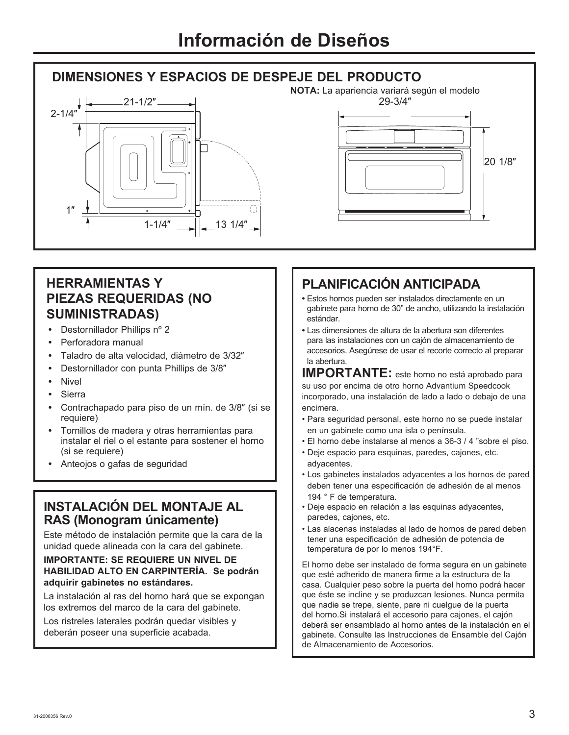# Información de Diseños

## DIMENSIONES Y ESPACIOS DE DESPEJE DEL PRODUCTO

**NOTA:** La apariencia variará según el modelo

21-1/2″

2-1/4″

1″

1-1/4″

13 1/4″

29-3/4″

20 1/8″

## HERRAMIENTAS Y PIEZAS REQUERIDAS (NO SUMINISTRADAS)

- Destornillador Phillips nº 2
- Perforadora manual
- Taladro de alta velocidad, diámetro de 3/32″
- Destornillador con punta Phillips de 3/8″
- Nivel
- Sierra
- Contrachapado para piso de un mín. de 3/8″ (si se requiere)
- Tornillos de madera y otras herramientas para instalar el riel o el estante para sostener el horno (si se requiere)
- Anteojos o gafas de seguridad

## INSTALACIÓN DEL MONTAJE AL RAS (Monogram únicamente)

Este método de instalación permite que la cara de la unidad quede alineada con la cara del gabinete.

**IMPORTANTE: SE REQUIERE UN NIVEL DE HABILIDAD ALTO EN CARPINTERÍA. Se podrán adquirir gabinetes no estándares.**

La instalación al ras del horno hará que se expongan los extremos del marco de la cara del gabinete.

Los ristreles laterales podrán quedar visibles y deberán poseer una superficie acabada.

## PLANIFICACIÓN ANTICIPADA

- Estos hornos pueden ser instalados directamente en un gabinete para horno de 30" de ancho, utilizando la instalación estándar.
- Las dimensiones de altura de la abertura son diferentes para las instalaciones con un cajón de almacenamiento de accesorios. Asegúrese de usar el recorte correcto al preparar la abertura.

**IMPORTANTE:** este horno no está aprobado para su uso por encima de otro horno Advantium Speedcook incorporado, una instalación de lado a lado o debajo de una encimera.

- Para seguridad personal, este horno no se puede instalar en un gabinete como una isla o península.
- El horno debe instalarse al menos a 36-3 / 4 "sobre el piso.
- Deje espacio para esquinas, paredes, cajones, etc. adyacentes.
- Los gabinetes instalados adyacentes a los hornos de pared deben tener una especificación de adhesión de al menos 194 ° F de temperatura.
- Deje espacio en relación a las esquinas adyacentes, paredes, cajones, etc.
- Las alacenas instaladas al lado de hornos de pared deben tener una especificación de adhesión de potencia de temperatura de por lo menos 194°F.

El horno debe ser instalado de forma segura en un gabinete que esté adherido de manera firme a la estructura de la casa. Cualquier peso sobre la puerta del horno podrá hacer que éste se incline y se produzcan lesiones. Nunca permita que nadie se trepe, siente, pare ni cuelgue de la puerta del horno.Si instalará el accesorio para cajones, el cajón deberá ser ensamblado al horno antes de la instalación en el gabinete. Consulte las Instrucciones de Ensamble del Cajón de Almacenamiento de Accesorios.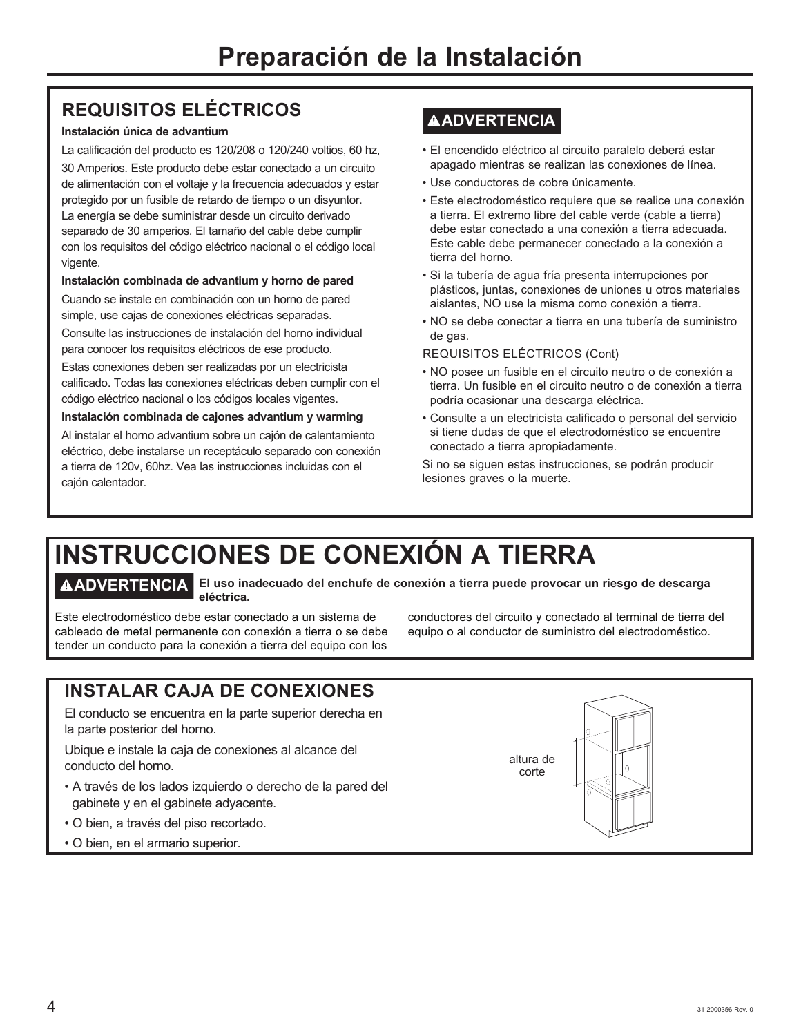# Preparación de la Instalación

## REQUISITOS ELÉCTRICOS

**Instalación única de advantium**

La calificación del producto es 120/208 o 120/240 voltios, 60 hz, 30 Amperios. Este producto debe estar conectado a un circuito de alimentación con el voltaje y la frecuencia adecuados y estar protegido por un fusible de retardo de tiempo o un disyuntor. La energía se debe suministrar desde un circuito derivado separado de 30 amperios. El tamaño del cable debe cumplir con los requisitos del código eléctrico nacional o el código local vigente.

**Instalación combinada de advantium y horno de pared**

Cuando se instale en combinación con un horno de pared simple, use cajas de conexiones eléctricas separadas.

Consulte las instrucciones de instalación del horno individual para conocer los requisitos eléctricos de ese producto.

Estas conexiones deben ser realizadas por un electricista calificado. Todas las conexiones eléctricas deben cumplir con el código eléctrico nacional o los códigos locales vigentes.

**Instalación combinada de cajones advantium y warming**

Al instalar el horno advantium sobre un cajón de calentamiento eléctrico, debe instalarse un receptáculo separado con conexión a tierra de 120v, 60hz. Vea las instrucciones incluidas con el cajón calentador.

**⚠ADVERTENCIA**

- El encendido eléctrico al circuito paralelo deberá estar apagado mientras se realizan las conexiones de línea.
- Use conductores de cobre únicamente.
- Este electrodoméstico requiere que se realice una conexión a tierra. El extremo libre del cable verde (cable a tierra) debe estar conectado a una conexión a tierra adecuada. Este cable debe permanecer conectado a la conexión a tierra del horno.
- Si la tubería de agua fría presenta interrupciones por plásticos, juntas, conexiones de uniones u otros materiales aislantes, NO use la misma como conexión a tierra.
- NO se debe conectar a tierra en una tubería de suministro de gas.

REQUISITOS ELÉCTRICOS (Cont)

- NO posee un fusible en el circuito neutro o de conexión a tierra. Un fusible en el circuito neutro o de conexión a tierra podría ocasionar una descarga eléctrica.
- Consulte a un electricista calificado o personal del servicio si tiene dudas de que el electrodoméstico se encuentre conectado a tierra apropiadamente.

Si no se siguen estas instrucciones, se podrán producir lesiones graves o la muerte.

# INSTRUCCIONES DE CONEXIÓN A TIERRA

**⚠ADVERTENCIA** **El uso inadecuado del enchufe de conexión a tierra puede provocar un riesgo de descarga eléctrica.**

Este electrodoméstico debe estar conectado a un sistema de cableado de metal permanente con conexión a tierra o se debe tender un conducto para la conexión a tierra del equipo con los conductores del circuito y conectado al terminal de tierra del equipo o al conductor de suministro del electrodoméstico.

## INSTALAR CAJA DE CONEXIONES

El conducto se encuentra en la parte superior derecha en la parte posterior del horno.

Ubique e instale la caja de conexiones al alcance del conducto del horno.

- A través de los lados izquierdo o derecho de la pared del gabinete y en el gabinete adyacente.
- O bien, a través del piso recortado.
- O bien, en el armario superior.

altura de corte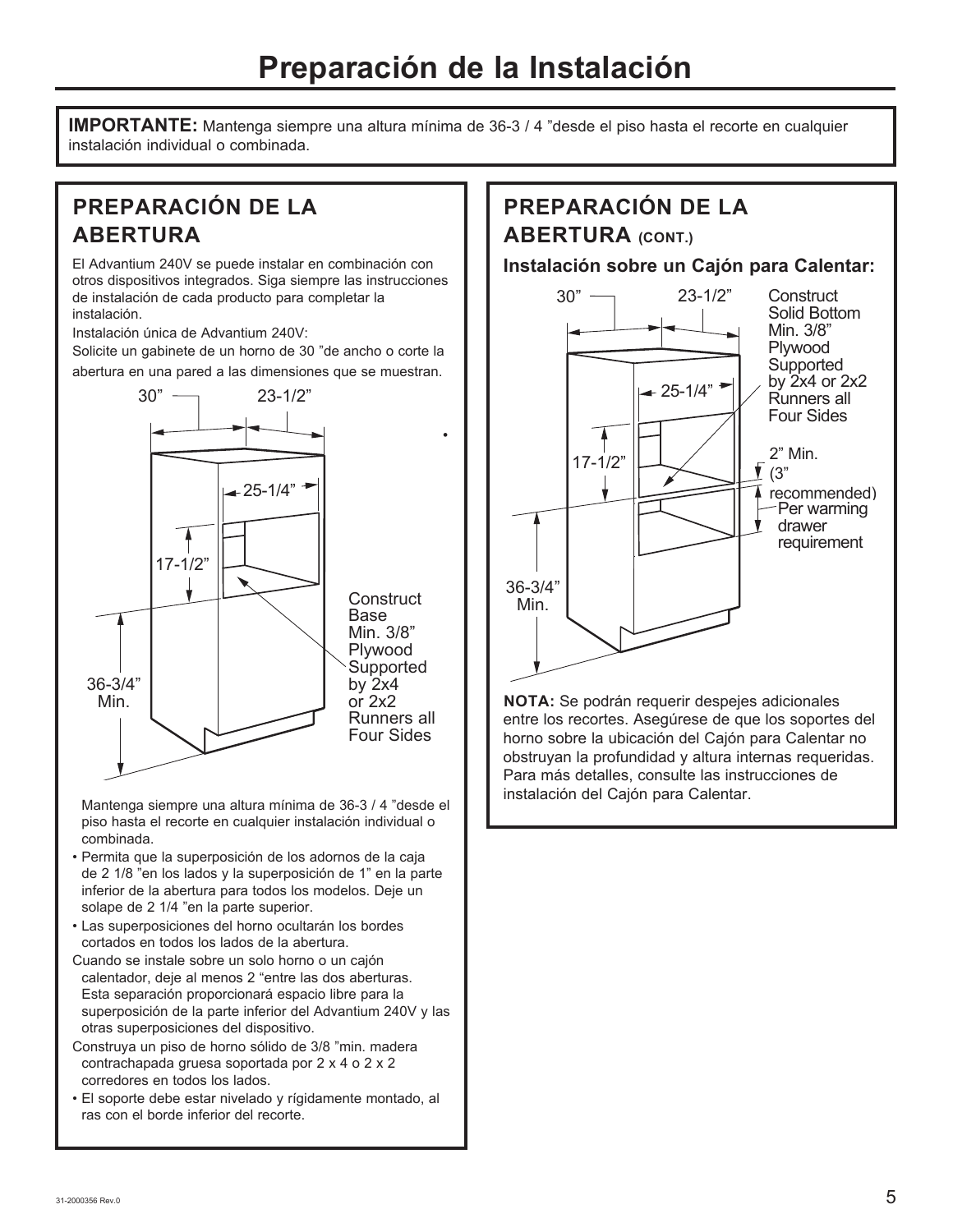# Preparación de la Instalación

**IMPORTANTE:** Mantenga siempre una altura mínima de 36-3 / 4 "desde el piso hasta el recorte en cualquier instalación individual o combinada.

## PREPARACIÓN DE LA ABERTURA

El Advantium 240V se puede instalar en combinación con otros dispositivos integrados. Siga siempre las instrucciones de instalación de cada producto para completar la instalación.

Instalación única de Advantium 240V:

Solicite un gabinete de un horno de 30 "de ancho o corte la abertura en una pared a las dimensiones que se muestran.

30"

23-1/2"

25-1/4"

17-1/2"

36-3/4" Min.

Construct Base Min. 3/8" Plywood Supported by 2x4 or 2x2 Runners all Four Sides

Mantenga siempre una altura mínima de 36-3 / 4 "desde el piso hasta el recorte en cualquier instalación individual o combinada.

- Permita que la superposición de los adornos de la caja de 2 1/8 "en los lados y la superposición de 1" en la parte inferior de la abertura para todos los modelos. Deje un solape de 2 1/4 "en la parte superior.
- Las superposiciones del horno ocultarán los bordes cortados en todos los lados de la abertura.

Cuando se instale sobre un solo horno o un cajón calentador, deje al menos 2 "entre las dos aberturas. Esta separación proporcionará espacio libre para la superposición de la parte inferior del Advantium 240V y las otras superposiciones del dispositivo.

Construya un piso de horno sólido de 3/8 "min. madera contrachapada gruesa soportada por 2 x 4 o 2 x 2 corredores en todos los lados.

- El soporte debe estar nivelado y rígidamente montado, al ras con el borde inferior del recorte.

## PREPARACIÓN DE LA ABERTURA (CONT.)

**Instalación sobre un Cajón para Calentar:**

30"

23-1/2"

Construct Solid Bottom Min. 3/8" Plywood Supported by 2x4 or 2x2 Runners all Four Sides

25-1/4"

17-1/2"

2" Min. (3" recommended) Per warming drawer requirement

36-3/4" Min.

**NOTA:** Se podrán requerir despejes adicionales entre los recortes. Asegúrese de que los soportes del horno sobre la ubicación del Cajón para Calentar no obstruyan la profundidad y altura internas requeridas. Para más detalles, consulte las instrucciones de instalación del Cajón para Calentar.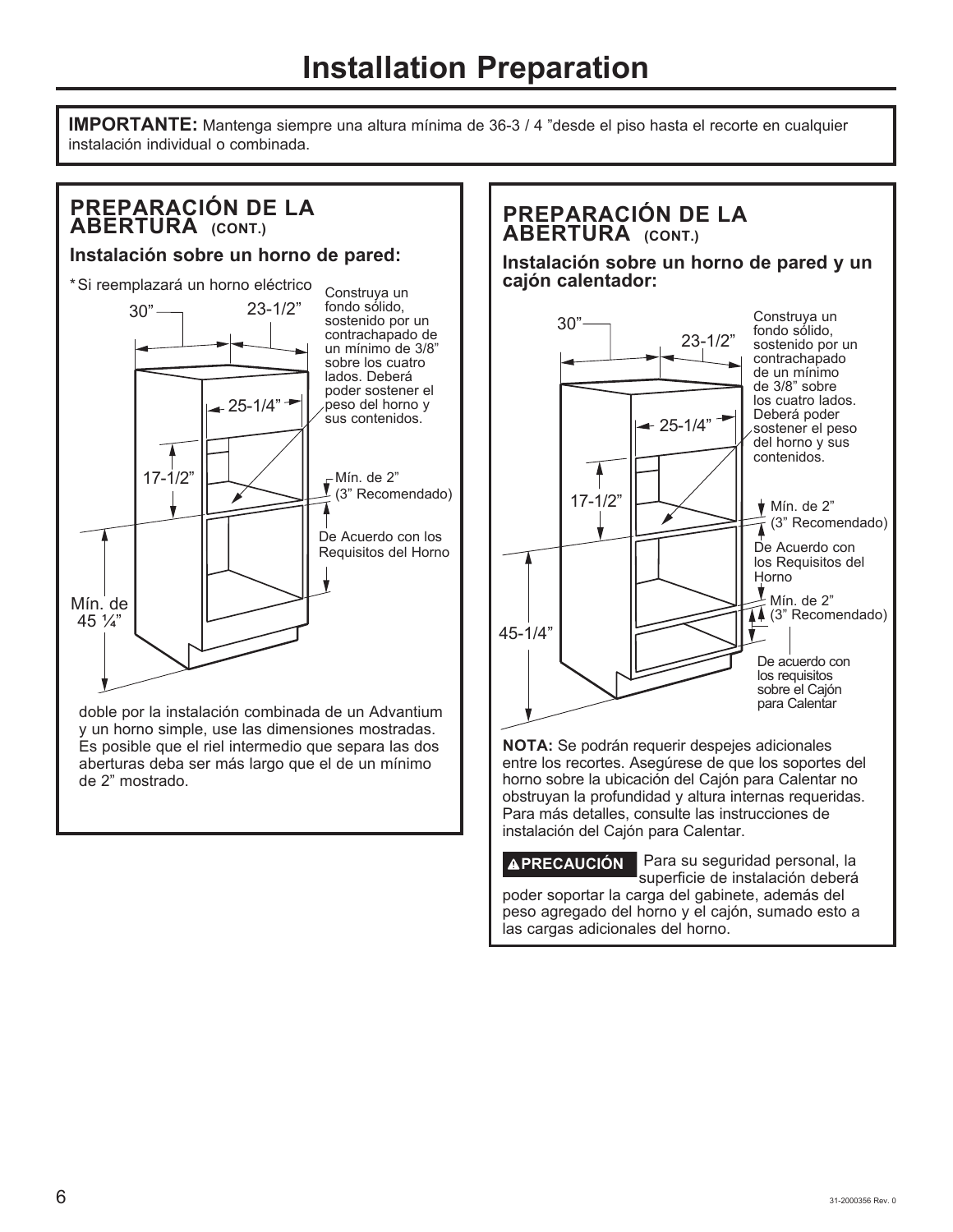# Installation Preparation

**IMPORTANTE:** Mantenga siempre una altura mínima de 36-3 / 4 ”desde el piso hasta el recorte en cualquier instalación individual o combinada.

## PREPARACIÓN DE LA ABERTURA (CONT.)

### Instalación sobre un horno de pared:

*Si reemplazará un horno eléctrico

30”

23-1/2”

Construya un fondo sólido, sostenido por un contrachapado de un mínimo de 3/8” sobre los cuatro lados. Deberá poder sostener el peso del horno y sus contenidos.

25-1/4”

17-1/2”

Mín. de 2” (3” Recomendado)

De Acuerdo con los Requisitos del Horno

Mín. de 45 ¼”

doble por la instalación combinada de un Advantium y un horno simple, use las dimensiones mostradas. Es posible que el riel intermedio que separa las dos aberturas deba ser más largo que el de un mínimo de 2” mostrado.

## PREPARACIÓN DE LA ABERTURA (CONT.)

### Instalación sobre un horno de pared y un cajón calentador:

30”

23-1/2”

Construya un fondo sólido, sostenido por un contrachapado de un mínimo de 3/8” sobre los cuatro lados. Deberá poder sostener el peso del horno y sus contenidos.

25-1/4”

17-1/2”

Mín. de 2” (3” Recomendado)

De Acuerdo con los Requisitos del Horno

Mín. de 2” (3” Recomendado)

45-1/4”

De acuerdo con los requisitos sobre el Cajón para Calentar

**NOTA:** Se podrán requerir despejes adicionales entre los recortes. Asegúrese de que los soportes del horno sobre la ubicación del Cajón para Calentar no obstruyan la profundidad y altura internas requeridas. Para más detalles, consulte las instrucciones de instalación del Cajón para Calentar.

**⚠PRECAUCIÓN** Para su seguridad personal, la superficie de instalación deberá poder soportar la carga del gabinete, además del peso agregado del horno y el cajón, sumado esto a las cargas adicionales del horno.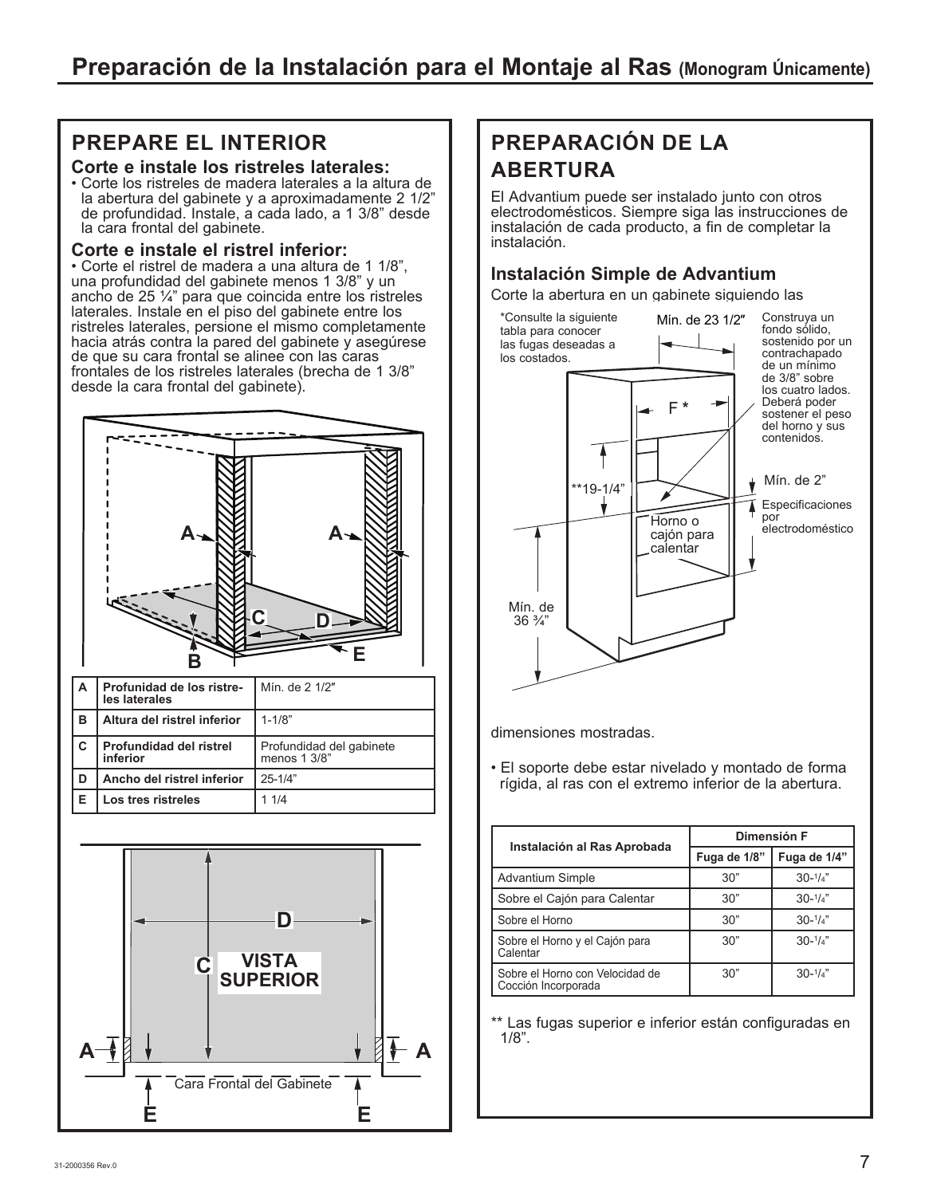# Preparación de la Instalación para el Montaje al Ras (Monogram Únicamente)

## PREPARE EL INTERIOR

### Corte e instale los ristreles laterales:

- Corte los ristreles de madera laterales a la altura de la abertura del gabinete y a aproximadamente 2 1/2" de profundidad. Instale, a cada lado, a 1 3/8" desde la cara frontal del gabinete.

### Corte e instale el ristrel inferior:

- Corte el ristrel de madera a una altura de 1 1/8", una profundidad del gabinete menos 1 3/8" y un ancho de 25 ¼" para que coincida entre los ristreles laterales. Instale en el piso del gabinete entre los ristreles laterales, persione el mismo completamente hacia atrás contra la pared del gabinete y asegúrese de que su cara frontal se alinee con las caras frontales de los ristreles laterales (brecha de 1 3/8" desde la cara frontal del gabinete).

| | | |
|---|---|---|
| A | Profundidad de los ristreles laterales | Mín. de 2 1/2″ |
| B | Altura del ristrel inferior | 1-1/8" |
| C | Profundidad del ristrel inferior | Profundidad del gabinete menos 1 3/8" |
| D | Ancho del ristrel inferior | 25-1/4" |
| E | Los tres ristreles | 1 1/4 |

VISTA SUPERIOR

Cara Frontal del Gabinete

## PREPARACIÓN DE LA ABERTURA

El Advantium puede ser instalado junto con otros electrodomésticos. Siempre siga las instrucciones de instalación de cada producto, a fin de completar la instalación.

### Instalación Simple de Advantium

Corte la abertura en un gabinete siguiendo las dimensiones mostradas.

*Consulte la siguiente tabla para conocer las fugas deseadas a los costados.

Mín. de 23 1/2″

Construya un fondo sólido, sostenido por un contrachapado de un mínimo de 3/8" sobre los cuatro lados. Deberá poder sostener el peso del horno y sus contenidos.

F *

**19-1/4"

Mín. de 2"

Especificaciones por electrodoméstico

Horno o cajón para calentar

Mín. de 36 ¾"

- El soporte debe estar nivelado y montado de forma rígida, al ras con el extremo inferior de la abertura.

| Instalación al Ras Aprobada | Dimensión F | |
|---|---|---|
| | Fuga de 1/8" | Fuga de 1/4" |
| Advantium Simple | 30" | 30-1/4" |
| Sobre el Cajón para Calentar | 30" | 30-1/4" |
| Sobre el Horno | 30" | 30-1/4" |
| Sobre el Horno y el Cajón para Calentar | 30" | 30-1/4" |
| Sobre el Horno con Velocidad de Cocción Incorporada | 30" | 30-1/4" |

** Las fugas superior e inferior están configuradas en 1/8".

31-2000356 Rev.0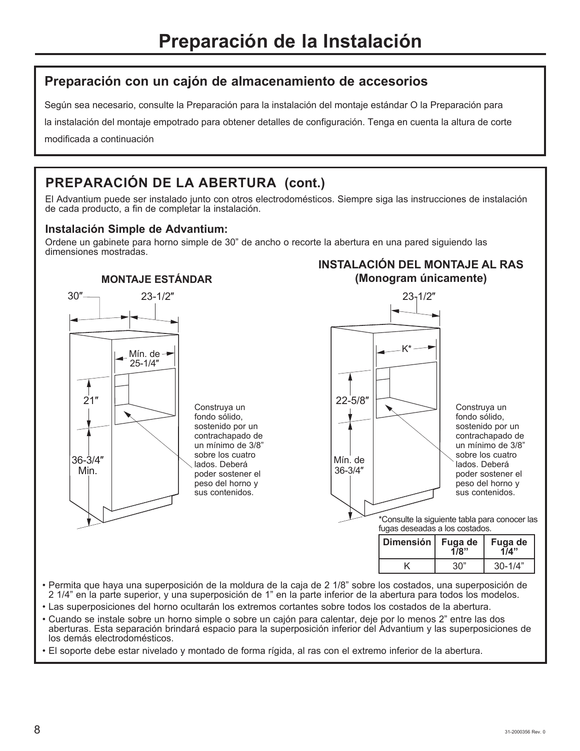# Preparación de la Instalación

## Preparación con un cajón de almacenamiento de accesorios

Según sea necesario, consulte la Preparación para la instalación del montaje estándar O la Preparación para la instalación del montaje empotrado para obtener detalles de configuración. Tenga en cuenta la altura de corte modificada a continuación

## PREPARACIÓN DE LA ABERTURA (cont.)

El Advantium puede ser instalado junto con otros electrodomésticos. Siempre siga las instrucciones de instalación de cada producto, a fin de completar la instalación.

### Instalación Simple de Advantium:

Ordene un gabinete para horno simple de 30" de ancho o recorte la abertura en una pared siguiendo las dimensiones mostradas.

**MONTAJE ESTÁNDAR**

30″ 23-1/2″

Mín. de 25-1/4″

21″

36-3/4″ Min.

Construya un fondo sólido, sostenido por un contrachapado de un mínimo de 3/8" sobre los cuatro lados. Deberá poder sostener el peso del horno y sus contenidos.

**INSTALACIÓN DEL MONTAJE AL RAS (Monogram únicamente)**

23-1/2″

K*

22-5/8″

Mín. de 36-3/4″

Construya un fondo sólido, sostenido por un contrachapado de un mínimo de 3/8" sobre los cuatro lados. Deberá poder sostener el peso del horno y sus contenidos.

*Consulte la siguiente tabla para conocer las fugas deseadas a los costados.

| Dimensión | Fuga de 1/8" | Fuga de 1/4" |
|---|---|---|
| K | 30" | 30-1/4" |

- Permita que haya una superposición de la moldura de la caja de 2 1/8" sobre los costados, una superposición de 2 1/4" en la parte superior, y una superposición de 1" en la parte inferior de la abertura para todos los modelos.
- Las superposiciones del horno ocultarán los extremos cortantes sobre todos los costados de la abertura.
- Cuando se instale sobre un horno simple o sobre un cajón para calentar, deje por lo menos 2" entre las dos aberturas. Esta separación brindará espacio para la superposición inferior del Advantium y las superposiciones de los demás electrodomésticos.
- El soporte debe estar nivelado y montado de forma rígida, al ras con el extremo inferior de la abertura.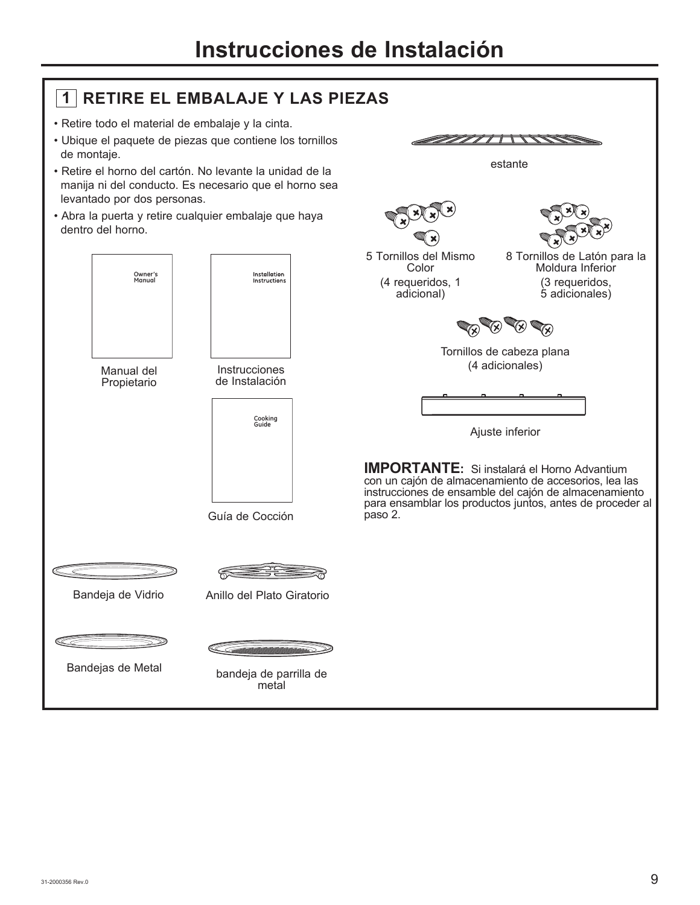# Instrucciones de Instalación

## 1 RETIRE EL EMBALAJE Y LAS PIEZAS

- Retire todo el material de embalaje y la cinta.
- Ubique el paquete de piezas que contiene los tornillos de montaje.
- Retire el horno del cartón. No levante la unidad de la manija ni del conducto. Es necesario que el horno sea levantado por dos personas.
- Abra la puerta y retire cualquier embalaje que haya dentro del horno.

Manual del Propietario

Instrucciones de Instalación

Guía de Cocción

Bandeja de Vidrio

Anillo del Plato Giratorio

Bandejas de Metal

bandeja de parrilla de metal

estante

5 Tornillos del Mismo Color
(4 requeridos, 1 adicional)

8 Tornillos de Latón para la Moldura Inferior
(3 requeridos, 5 adicionales)

Tornillos de cabeza plana
(4 adicionales)

Ajuste inferior

**IMPORTANTE:** Si instalará el Horno Advantium con un cajón de almacenamiento de accesorios, lea las instrucciones de ensamble del cajón de almacenamiento para ensamblar los productos juntos, antes de proceder al paso 2.

31-2000356 Rev.0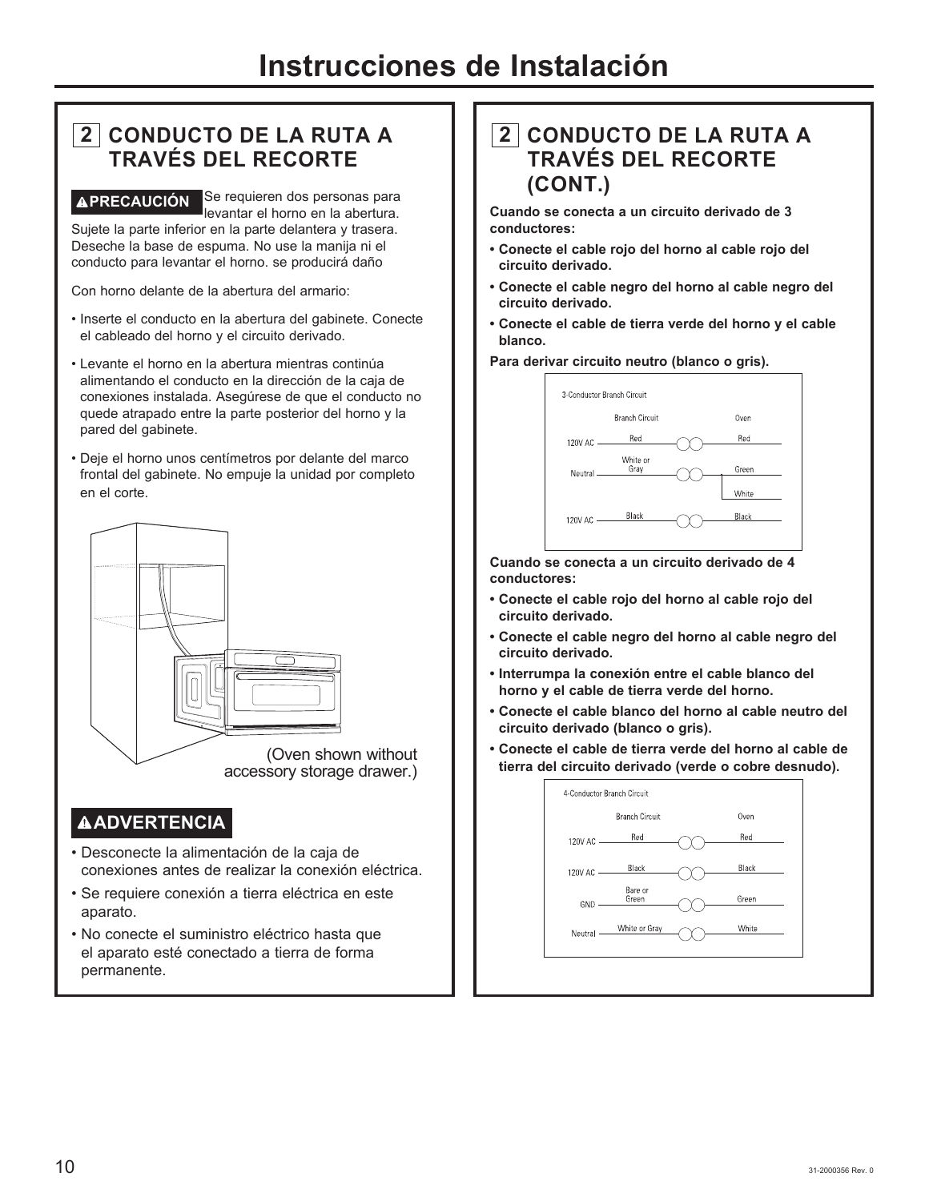# Instrucciones de Instalación

## 2 CONDUCTO DE LA RUTA A TRAVÉS DEL RECORTE

**⚠PRECAUCIÓN** Se requieren dos personas para levantar el horno en la abertura. Sujete la parte inferior en la parte delantera y trasera. Deseche la base de espuma. No use la manija ni el conducto para levantar el horno. se producirá daño

Con horno delante de la abertura del armario:

- Inserte el conducto en la abertura del gabinete. Conecte el cableado del horno y el circuito derivado.
- Levante el horno en la abertura mientras continúa alimentando el conducto en la dirección de la caja de conexiones instalada. Asegúrese de que el conducto no quede atrapado entre la parte posterior del horno y la pared del gabinete.
- Deje el horno unos centímetros por delante del marco frontal del gabinete. No empuje la unidad por completo en el corte.

(Oven shown without accessory storage drawer.)

### ⚠ADVERTENCIA

- Desconecte la alimentación de la caja de conexiones antes de realizar la conexión eléctrica.
- Se requiere conexión a tierra eléctrica en este aparato.
- No conecte el suministro eléctrico hasta que el aparato esté conectado a tierra de forma permanente.

## 2 CONDUCTO DE LA RUTA A TRAVÉS DEL RECORTE (CONT.)

**Cuando se conecta a un circuito derivado de 3 conductores:**

- **Conecte el cable rojo del horno al cable rojo del circuito derivado.**
- **Conecte el cable negro del horno al cable negro del circuito derivado.**
- **Conecte el cable de tierra verde del horno y el cable blanco.**

**Para derivar circuito neutro (blanco o gris).**

3-Conductor Branch Circuit

| | Branch Circuit | Oven |
|---|---|---|
| 120V AC | Red | Red |
| Neutral | White or Gray | Green / White |
| 120V AC | Black | Black |

**Cuando se conecta a un circuito derivado de 4 conductores:**

- **Conecte el cable rojo del horno al cable rojo del circuito derivado.**
- **Conecte el cable negro del horno al cable negro del circuito derivado.**
- **Interrumpa la conexión entre el cable blanco del horno y el cable de tierra verde del horno.**
- **Conecte el cable blanco del horno al cable neutro del circuito derivado (blanco o gris).**
- **Conecte el cable de tierra verde del horno al cable de tierra del circuito derivado (verde o cobre desnudo).**

4-Conductor Branch Circuit

| | Branch Circuit | Oven |
|---|---|---|
| 120V AC | Red | Red |
| 120V AC | Black | Black |
| GND | Bare or Green | Green |
| Neutral | White or Gray | White |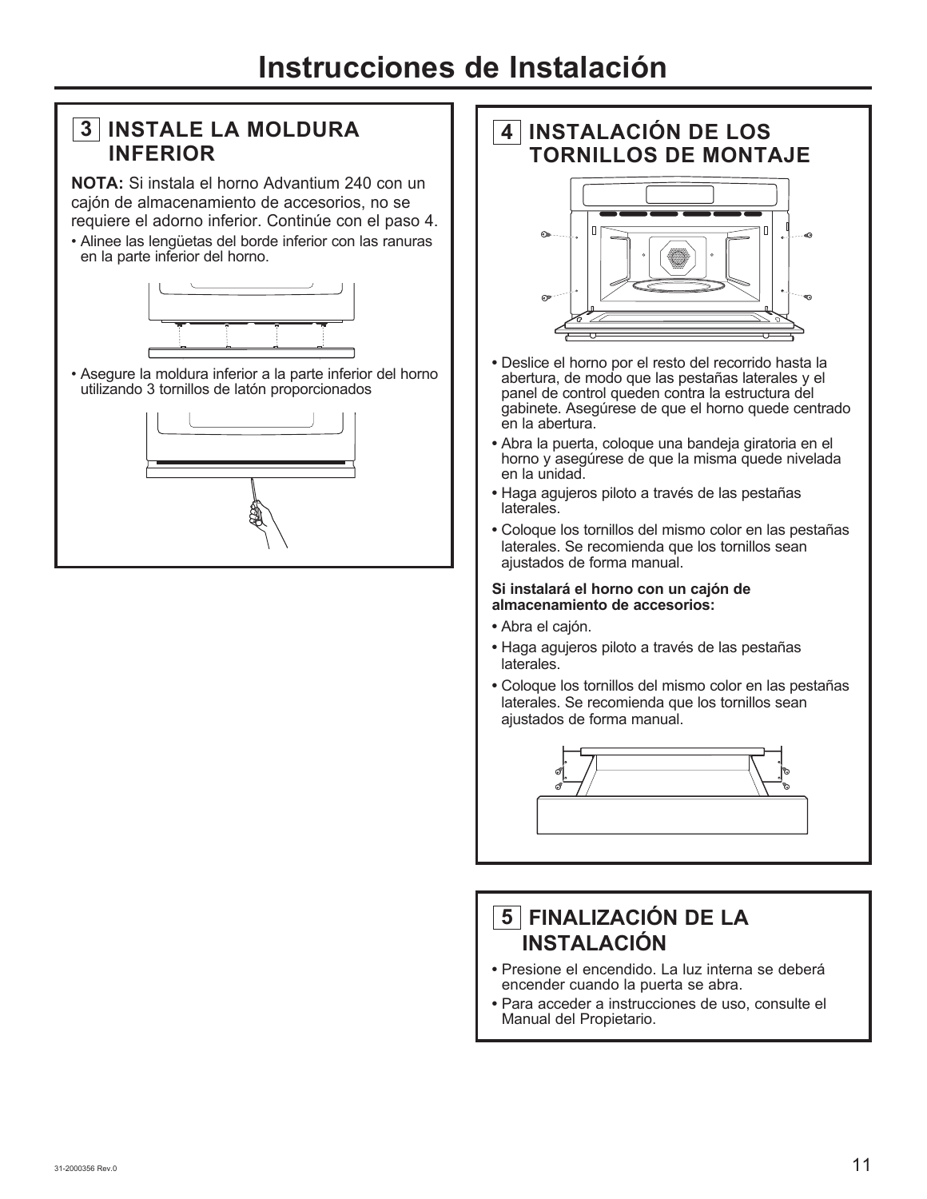# Instrucciones de Instalación

## 3 INSTALE LA MOLDURA INFERIOR

**NOTA:** Si instala el horno Advantium 240 con un cajón de almacenamiento de accesorios, no se requiere el adorno inferior. Continúe con el paso 4.

- Alinee las lengüetas del borde inferior con las ranuras en la parte inferior del horno.
- Asegure la moldura inferior a la parte inferior del horno utilizando 3 tornillos de latón proporcionados

## 4 INSTALACIÓN DE LOS TORNILLOS DE MONTAJE

- Deslice el horno por el resto del recorrido hasta la abertura, de modo que las pestañas laterales y el panel de control queden contra la estructura del gabinete. Asegúrese de que el horno quede centrado en la abertura.
- Abra la puerta, coloque una bandeja giratoria en el horno y asegúrese de que la misma quede nivelada en la unidad.
- Haga agujeros piloto a través de las pestañas laterales.
- Coloque los tornillos del mismo color en las pestañas laterales. Se recomienda que los tornillos sean ajustados de forma manual.

**Si instalará el horno con un cajón de almacenamiento de accesorios:**

- Abra el cajón.
- Haga agujeros piloto a través de las pestañas laterales.
- Coloque los tornillos del mismo color en las pestañas laterales. Se recomienda que los tornillos sean ajustados de forma manual.

## 5 FINALIZACIÓN DE LA INSTALACIÓN

- Presione el encendido. La luz interna se deberá encender cuando la puerta se abra.
- Para acceder a instrucciones de uso, consulte el Manual del Propietario.

31-2000356 Rev.0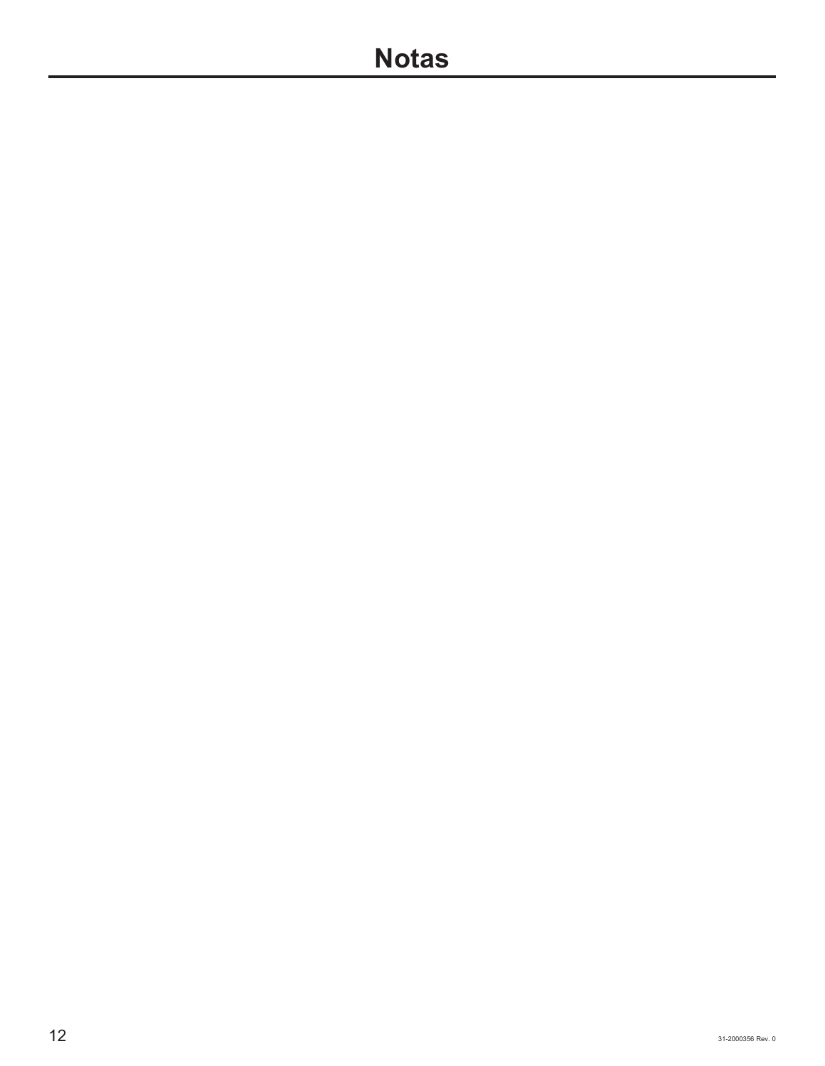# Notas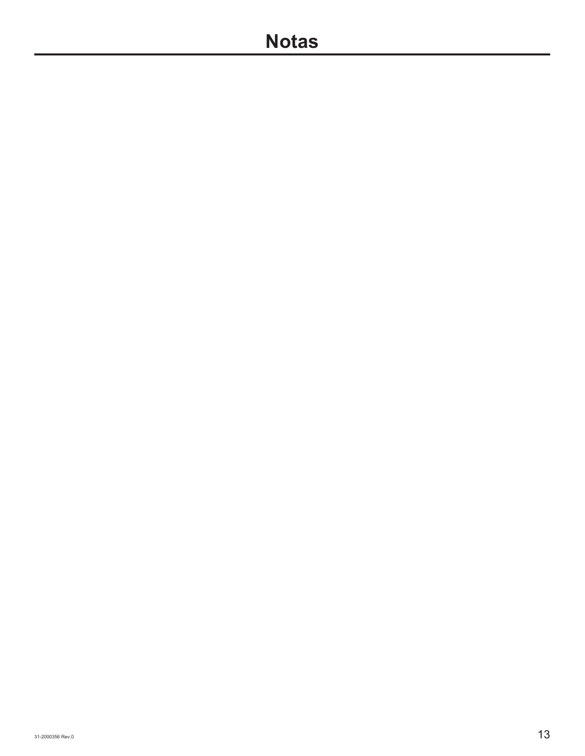# Notas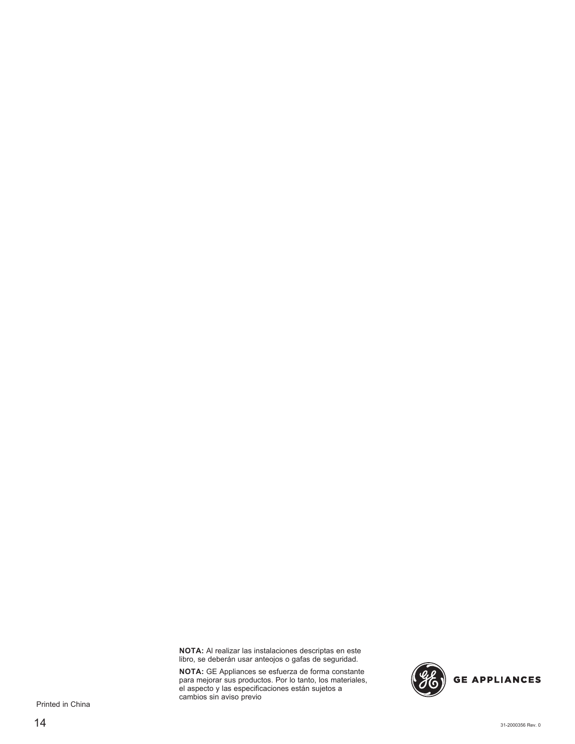**NOTA:** Al realizar las instalaciones descriptas en este libro, se deberán usar anteojos o gafas de seguridad.

**NOTA:** GE Appliances se esfuerza de forma constante para mejorar sus productos. Por lo tanto, los materiales, el aspecto y las especificaciones están sujetos a cambios sin aviso previo

GE APPLIANCES

Printed in China

31-2000356 Rev. 0